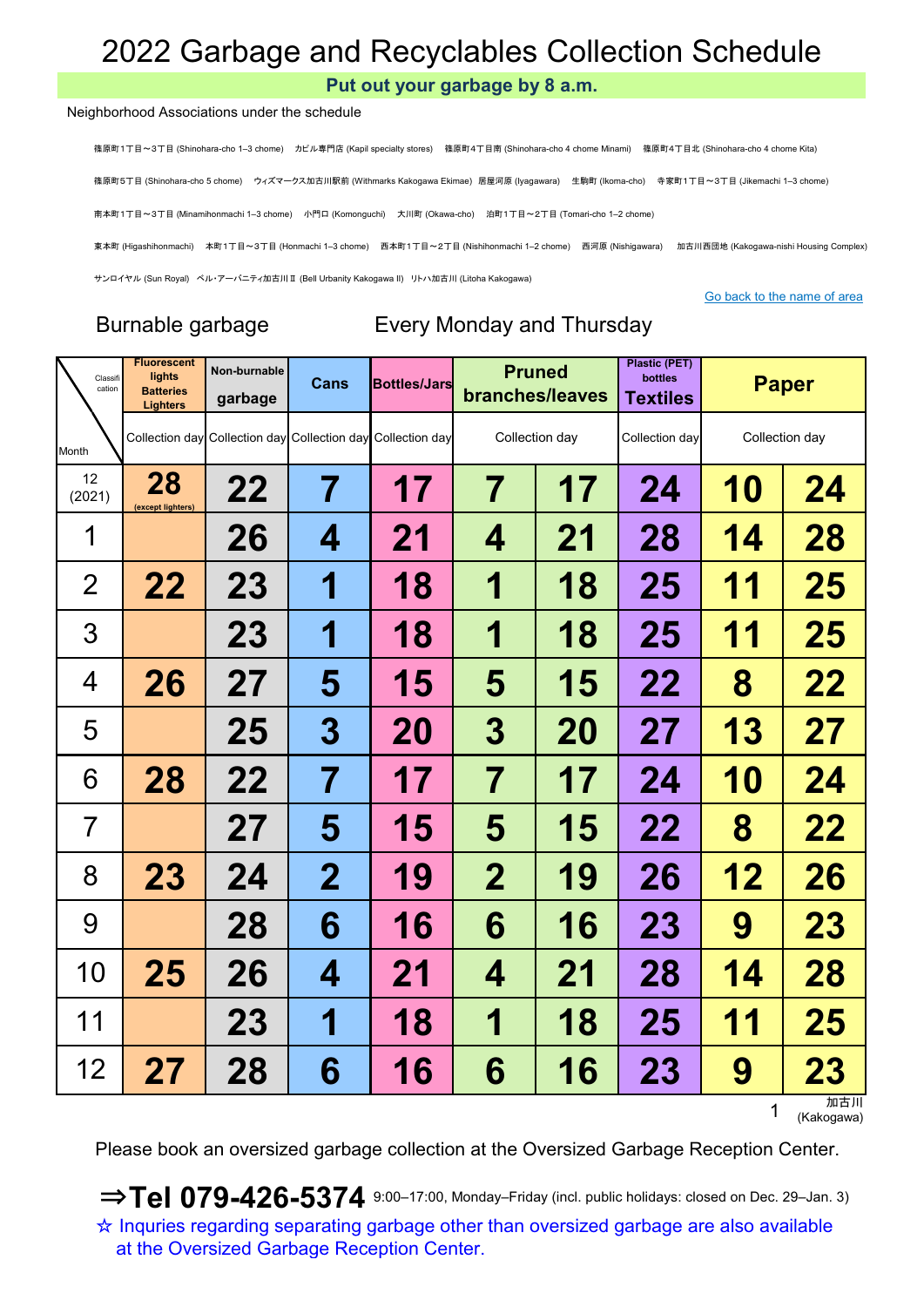# 2022 Garbage and Recyclables Collection Schedule

**Put out your garbage by 8 a.m.**

Neighborhood Associations under the schedule

篠原町1丁目～3丁目 (Shinohara-cho 1–3 chome)　カピル専門店 (Kapil specialty stores)　篠原町4丁目南 (Shinohara-cho 4 chome Minami)　篠原町4丁目北 (Shinohara-cho 4 chome Kita)

篠原町5丁目 (Shinohara-cho 5 chome)　ウィズマークス加古川駅前 (Withmarks Kakogawa Ekimae)　居屋河原 (Iyagawara)　生駒町 (Ikoma-cho)　寺家町1丁目～3丁目 (Jikemachi 1–3 chome)

南本町1丁目～3丁目 (Minamihonmachi 1–3 chome)　小門口 (Komonguchi)　大川町 (Okawa-cho)　泊町1丁目～2丁目 (Tomari-cho 1–2 chome)

東本町 (Higashihonmachi)　本町1丁目～3丁目 (Honmachi 1–3 chome)　西本町1丁目～2丁目 (Nishihonmachi 1–2 chome)　西河原 (Nishigawara)　加古川西団地 (Kakogawa-nishi Housing Complex)

サンロイヤル (Sun Royal)　ベル･アーバニティ加古川Ⅱ (Bell Urbanity Kakogawa II)　リトハ加古川 (Litoha Kakogawa)

Go back to the name of area

Burnable garbage　　Every Monday and Thursday

| Classification / Month | Fluorescent lights Batteries Lighters | Non-burnable garbage | Cans | Bottles/Jars | Pruned branches/leaves | | Plastic (PET) bottles Textiles | Paper | |
|---|---|---|---|---|---|---|---|---|---|
| | Collection day | Collection day | Collection day | Collection day | Collection day | | Collection day | Collection day | |
| 12 (2021) | 28 (except lighters) | 22 | 7 | 17 | 7 | 17 | 24 | 10 | 24 |
| 1 | | 26 | 4 | 21 | 4 | 21 | 28 | 14 | 28 |
| 2 | 22 | 23 | 1 | 18 | 1 | 18 | 25 | 11 | 25 |
| 3 | | 23 | 1 | 18 | 1 | 18 | 25 | 11 | 25 |
| 4 | 26 | 27 | 5 | 15 | 5 | 15 | 22 | 8 | 22 |
| 5 | | 25 | 3 | 20 | 3 | 20 | 27 | 13 | 27 |
| 6 | 28 | 22 | 7 | 17 | 7 | 17 | 24 | 10 | 24 |
| 7 | | 27 | 5 | 15 | 5 | 15 | 22 | 8 | 22 |
| 8 | 23 | 24 | 2 | 19 | 2 | 19 | 26 | 12 | 26 |
| 9 | | 28 | 6 | 16 | 6 | 16 | 23 | 9 | 23 |
| 10 | 25 | 26 | 4 | 21 | 4 | 21 | 28 | 14 | 28 |
| 11 | | 23 | 1 | 18 | 1 | 18 | 25 | 11 | 25 |
| 12 | 27 | 28 | 6 | 16 | 6 | 16 | 23 | 9 | 23 |

1　加古川 (Kakogawa)

Please book an oversized garbage collection at the Oversized Garbage Reception Center.

**⇒Tel 079-426-5374** 9:00–17:00, Monday–Friday (incl. public holidays: closed on Dec. 29–Jan. 3)

☆ Inquries regarding separating garbage other than oversized garbage are also available at the Oversized Garbage Reception Center.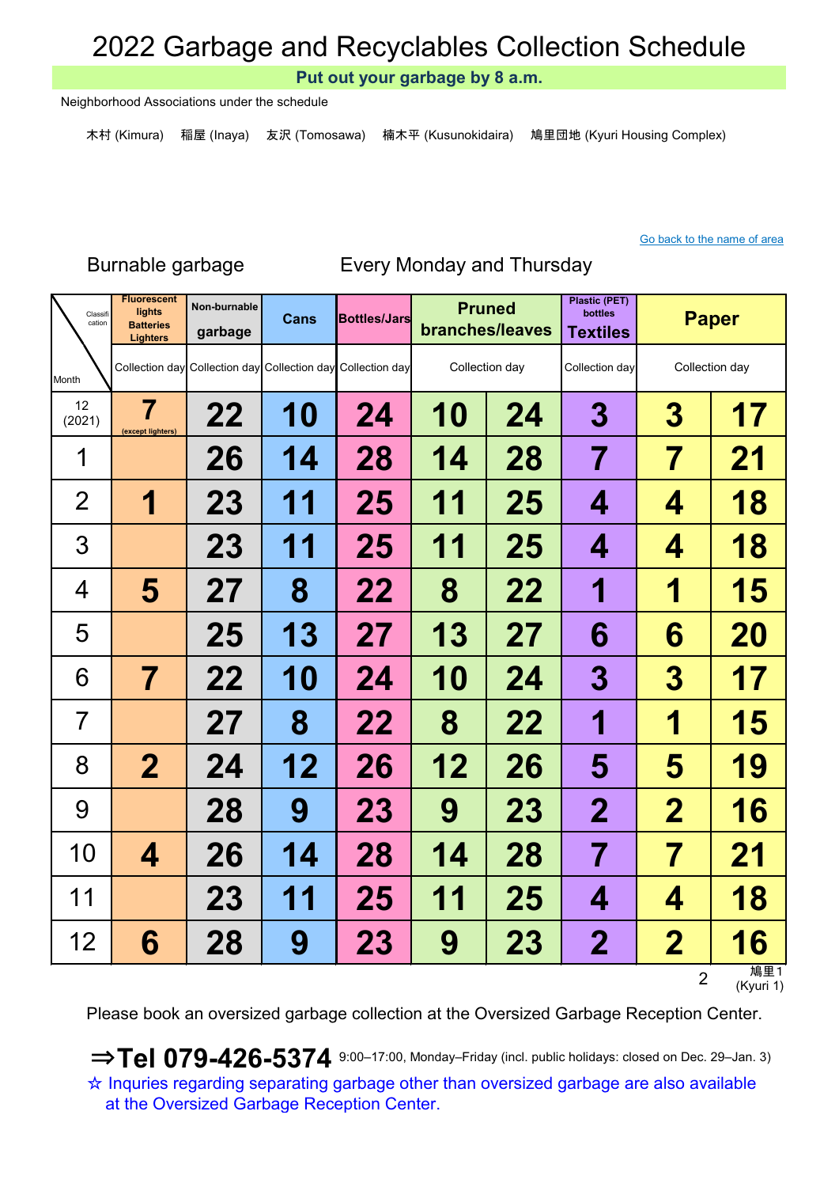# 2022 Garbage and Recyclables Collection Schedule

**Put out your garbage by 8 a.m.**

Neighborhood Associations under the schedule

木村 (Kimura)　稲屋 (Inaya)　友沢 (Tomosawa)　楠木平 (Kusunokidaira)　鳩里団地 (Kyuri Housing Complex)

Go back to the name of area

Burnable garbage　　Every Monday and Thursday

| Classification / Month | Fluorescent lights Batteries Lighters | Non-burnable garbage | Cans | Bottles/Jars | Pruned branches/leaves | | Plastic (PET) bottles Textiles | Paper | |
|---|---|---|---|---|---|---|---|---|---|
| | Collection day | Collection day | Collection day | Collection day | Collection day | | Collection day | Collection day | |
| 12 (2021) | 7 (except lighters) | 22 | 10 | 24 | 10 | 24 | 3 | 3 | 17 |
| 1 | | 26 | 14 | 28 | 14 | 28 | 7 | 7 | 21 |
| 2 | 1 | 23 | 11 | 25 | 11 | 25 | 4 | 4 | 18 |
| 3 | | 23 | 11 | 25 | 11 | 25 | 4 | 4 | 18 |
| 4 | 5 | 27 | 8 | 22 | 8 | 22 | 1 | 1 | 15 |
| 5 | | 25 | 13 | 27 | 13 | 27 | 6 | 6 | 20 |
| 6 | 7 | 22 | 10 | 24 | 10 | 24 | 3 | 3 | 17 |
| 7 | | 27 | 8 | 22 | 8 | 22 | 1 | 1 | 15 |
| 8 | 2 | 24 | 12 | 26 | 12 | 26 | 5 | 5 | 19 |
| 9 | | 28 | 9 | 23 | 9 | 23 | 2 | 2 | 16 |
| 10 | 4 | 26 | 14 | 28 | 14 | 28 | 7 | 7 | 21 |
| 11 | | 23 | 11 | 25 | 11 | 25 | 4 | 4 | 18 |
| 12 | 6 | 28 | 9 | 23 | 9 | 23 | 2 | 2 | 16 |

鳩里１ (Kyuri 1)

Please book an oversized garbage collection at the Oversized Garbage Reception Center.

**⇒Tel 079-426-5374** 9:00–17:00, Monday–Friday (incl. public holidays: closed on Dec. 29–Jan. 3)

☆ Inquries regarding separating garbage other than oversized garbage are also available at the Oversized Garbage Reception Center.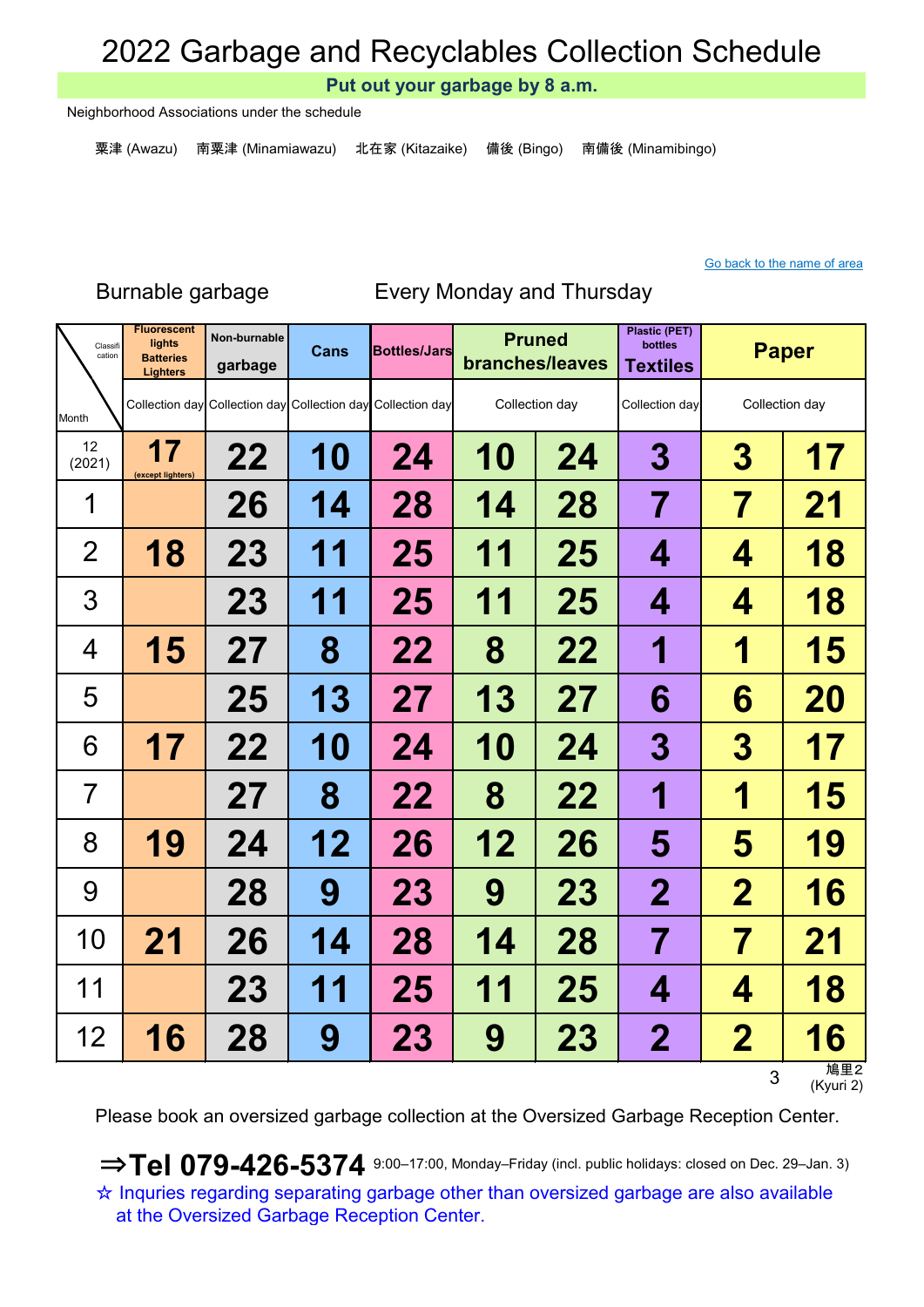# 2022 Garbage and Recyclables Collection Schedule

**Put out your garbage by 8 a.m.**

Neighborhood Associations under the schedule

粟津 (Awazu)　南粟津 (Minamiawazu)　北在家 (Kitazaike)　備後 (Bingo)　南備後 (Minamibingo)

Go back to the name of area

Burnable garbage　　Every Monday and Thursday

| Classification / Month | Fluorescent lights Batteries Lighters | Non-burnable garbage | Cans | Bottles/Jars | Pruned branches/leaves | | Plastic (PET) bottles Textiles | Paper | |
|---|---|---|---|---|---|---|---|---|---|
| | Collection day | Collection day | Collection day | Collection day | Collection day | | Collection day | Collection day | |
| 12 (2021) | 17 (except lighters) | 22 | 10 | 24 | 10 | 24 | 3 | 3 | 17 |
| 1 | | 26 | 14 | 28 | 14 | 28 | 7 | 7 | 21 |
| 2 | 18 | 23 | 11 | 25 | 11 | 25 | 4 | 4 | 18 |
| 3 | | 23 | 11 | 25 | 11 | 25 | 4 | 4 | 18 |
| 4 | 15 | 27 | 8 | 22 | 8 | 22 | 1 | 1 | 15 |
| 5 | | 25 | 13 | 27 | 13 | 27 | 6 | 6 | 20 |
| 6 | 17 | 22 | 10 | 24 | 10 | 24 | 3 | 3 | 17 |
| 7 | | 27 | 8 | 22 | 8 | 22 | 1 | 1 | 15 |
| 8 | 19 | 24 | 12 | 26 | 12 | 26 | 5 | 5 | 19 |
| 9 | | 28 | 9 | 23 | 9 | 23 | 2 | 2 | 16 |
| 10 | 21 | 26 | 14 | 28 | 14 | 28 | 7 | 7 | 21 |
| 11 | | 23 | 11 | 25 | 11 | 25 | 4 | 4 | 18 |
| 12 | 16 | 28 | 9 | 23 | 9 | 23 | 2 | 2 | 16 |

鳩里２ (Kyuri 2)

Please book an oversized garbage collection at the Oversized Garbage Reception Center.

**⇒Tel 079-426-5374** 9:00–17:00, Monday–Friday (incl. public holidays: closed on Dec. 29–Jan. 3)

☆ Inquries regarding separating garbage other than oversized garbage are also available at the Oversized Garbage Reception Center.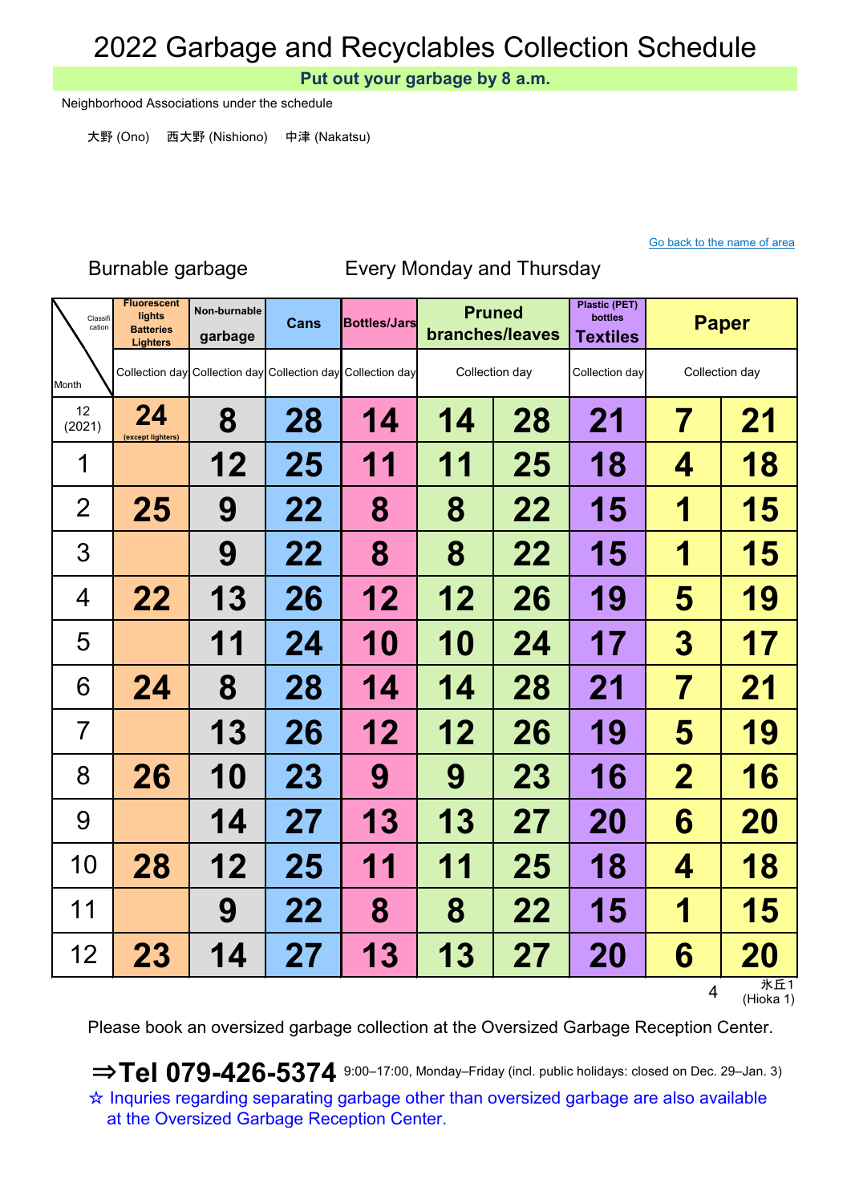# 2022 Garbage and Recyclables Collection Schedule

**Put out your garbage by 8 a.m.**

Neighborhood Associations under the schedule

大野 (Ono)　西大野 (Nishiono)　中津 (Nakatsu)

Go back to the name of area

Burnable garbage　　Every Monday and Thursday

| Classification / Month | Fluorescent lights Batteries Lighters | Non-burnable garbage | Cans | Bottles/Jars | Pruned branches/leaves | | Plastic (PET) bottles Textiles | Paper | |
|---|---|---|---|---|---|---|---|---|---|
| | Collection day | Collection day | Collection day | Collection day | Collection day | | Collection day | Collection day | |
| 12 (2021) | 24 (except lighters) | 8 | 28 | 14 | 14 | 28 | 21 | 7 | 21 |
| 1 | | 12 | 25 | 11 | 11 | 25 | 18 | 4 | 18 |
| 2 | 25 | 9 | 22 | 8 | 8 | 22 | 15 | 1 | 15 |
| 3 | | 9 | 22 | 8 | 8 | 22 | 15 | 1 | 15 |
| 4 | 22 | 13 | 26 | 12 | 12 | 26 | 19 | 5 | 19 |
| 5 | | 11 | 24 | 10 | 10 | 24 | 17 | 3 | 17 |
| 6 | 24 | 8 | 28 | 14 | 14 | 28 | 21 | 7 | 21 |
| 7 | | 13 | 26 | 12 | 12 | 26 | 19 | 5 | 19 |
| 8 | 26 | 10 | 23 | 9 | 9 | 23 | 16 | 2 | 16 |
| 9 | | 14 | 27 | 13 | 13 | 27 | 20 | 6 | 20 |
| 10 | 28 | 12 | 25 | 11 | 11 | 25 | 18 | 4 | 18 |
| 11 | | 9 | 22 | 8 | 8 | 22 | 15 | 1 | 15 |
| 12 | 23 | 14 | 27 | 13 | 13 | 27 | 20 | 6 | 20 |

氷丘1 (Hioka 1)

Please book an oversized garbage collection at the Oversized Garbage Reception Center.

**⇒Tel 079-426-5374** 9:00–17:00, Monday–Friday (incl. public holidays: closed on Dec. 29–Jan. 3)

☆ Inquries regarding separating garbage other than oversized garbage are also available at the Oversized Garbage Reception Center.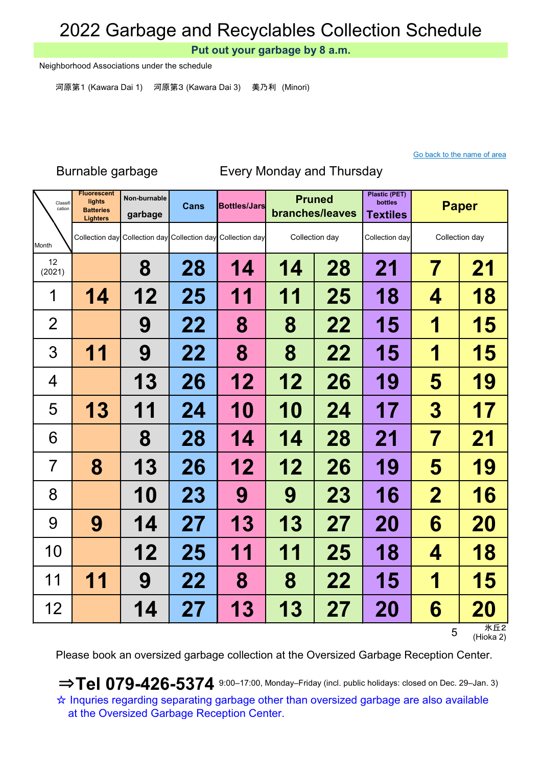# 2022 Garbage and Recyclables Collection Schedule

**Put out your garbage by 8 a.m.**

Neighborhood Associations under the schedule

河原第1 (Kawara Dai 1)　河原第3 (Kawara Dai 3)　美乃利 (Minori)

Go back to the name of area

Burnable garbage　　Every Monday and Thursday

| Classification / Month | Fluorescent lights Batteries Lighters | Non-burnable garbage | Cans | Bottles/Jars | Pruned branches/leaves | | Plastic (PET) bottles Textiles | Paper | |
|---|---|---|---|---|---|---|---|---|---|
| | Collection day | Collection day | Collection day | Collection day | Collection day | | Collection day | Collection day | |
| 12 (2021) | | 8 | 28 | 14 | 14 | 28 | 21 | 7 | 21 |
| 1 | 14 | 12 | 25 | 11 | 11 | 25 | 18 | 4 | 18 |
| 2 | | 9 | 22 | 8 | 8 | 22 | 15 | 1 | 15 |
| 3 | 11 | 9 | 22 | 8 | 8 | 22 | 15 | 1 | 15 |
| 4 | | 13 | 26 | 12 | 12 | 26 | 19 | 5 | 19 |
| 5 | 13 | 11 | 24 | 10 | 10 | 24 | 17 | 3 | 17 |
| 6 | | 8 | 28 | 14 | 14 | 28 | 21 | 7 | 21 |
| 7 | 8 | 13 | 26 | 12 | 12 | 26 | 19 | 5 | 19 |
| 8 | | 10 | 23 | 9 | 9 | 23 | 16 | 2 | 16 |
| 9 | 9 | 14 | 27 | 13 | 13 | 27 | 20 | 6 | 20 |
| 10 | | 12 | 25 | 11 | 11 | 25 | 18 | 4 | 18 |
| 11 | 11 | 9 | 22 | 8 | 8 | 22 | 15 | 1 | 15 |
| 12 | | 14 | 27 | 13 | 13 | 27 | 20 | 6 | 20 |

氷丘2 (Hioka 2)

Please book an oversized garbage collection at the Oversized Garbage Reception Center.

**⇒Tel 079-426-5374** 9:00–17:00, Monday–Friday (incl. public holidays: closed on Dec. 29–Jan. 3)

☆ Inquries regarding separating garbage other than oversized garbage are also available at the Oversized Garbage Reception Center.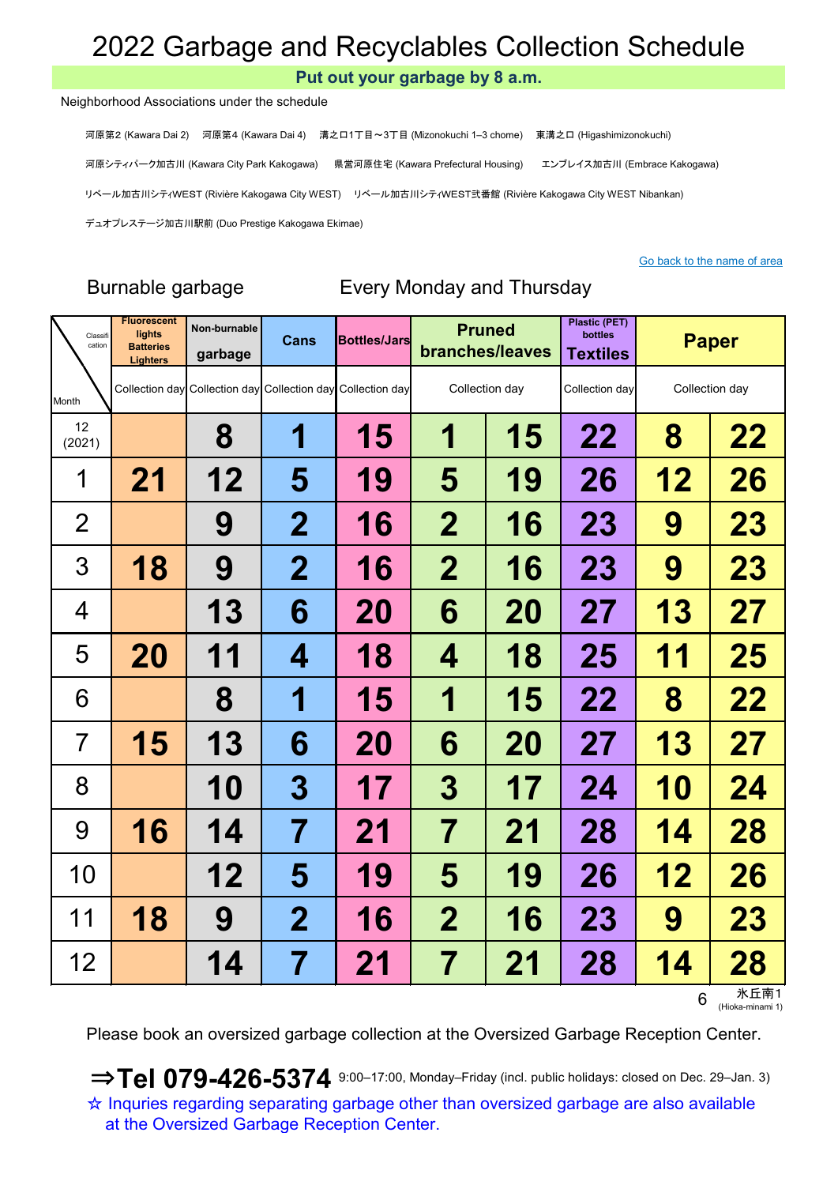# 2022 Garbage and Recyclables Collection Schedule

**Put out your garbage by 8 a.m.**

Neighborhood Associations under the schedule

河原第2 (Kawara Dai 2)　河原第4 (Kawara Dai 4)　溝之口1丁目～3丁目 (Mizonokuchi 1–3 chome)　東溝之口 (Higashimizonokuchi)

河原シティパーク加古川 (Kawara City Park Kakogawa)　県営河原住宅 (Kawara Prefectural Housing)　エンブレイス加古川 (Embrace Kakogawa)

リベール加古川シティWEST (Rivière Kakogawa City WEST)　リベール加古川シティWEST弐番館 (Rivière Kakogawa City WEST Nibankan)

デュオプレステージ加古川駅前 (Duo Prestige Kakogawa Ekimae)

Go back to the name of area

Burnable garbage　　Every Monday and Thursday

| Classification / Month | Fluorescent lights Batteries Lighters | Non-burnable garbage | Cans | Bottles/Jars | Pruned branches/leaves | | Plastic (PET) bottles Textiles | Paper | |
|---|---|---|---|---|---|---|---|---|---|
| | Collection day | Collection day | Collection day | Collection day | Collection day | | Collection day | Collection day | |
| 12 (2021) | | 8 | 1 | 15 | 1 | 15 | 22 | 8 | 22 |
| 1 | 21 | 12 | 5 | 19 | 5 | 19 | 26 | 12 | 26 |
| 2 | | 9 | 2 | 16 | 2 | 16 | 23 | 9 | 23 |
| 3 | 18 | 9 | 2 | 16 | 2 | 16 | 23 | 9 | 23 |
| 4 | | 13 | 6 | 20 | 6 | 20 | 27 | 13 | 27 |
| 5 | 20 | 11 | 4 | 18 | 4 | 18 | 25 | 11 | 25 |
| 6 | | 8 | 1 | 15 | 1 | 15 | 22 | 8 | 22 |
| 7 | 15 | 13 | 6 | 20 | 6 | 20 | 27 | 13 | 27 |
| 8 | | 10 | 3 | 17 | 3 | 17 | 24 | 10 | 24 |
| 9 | 16 | 14 | 7 | 21 | 7 | 21 | 28 | 14 | 28 |
| 10 | | 12 | 5 | 19 | 5 | 19 | 26 | 12 | 26 |
| 11 | 18 | 9 | 2 | 16 | 2 | 16 | 23 | 9 | 23 |
| 12 | | 14 | 7 | 21 | 7 | 21 | 28 | 14 | 28 |

氷丘南1 (Hioka-minami 1)

Please book an oversized garbage collection at the Oversized Garbage Reception Center.

**⇒Tel 079-426-5374** 9:00–17:00, Monday–Friday (incl. public holidays: closed on Dec. 29–Jan. 3)

☆ Inquries regarding separating garbage other than oversized garbage are also available at the Oversized Garbage Reception Center.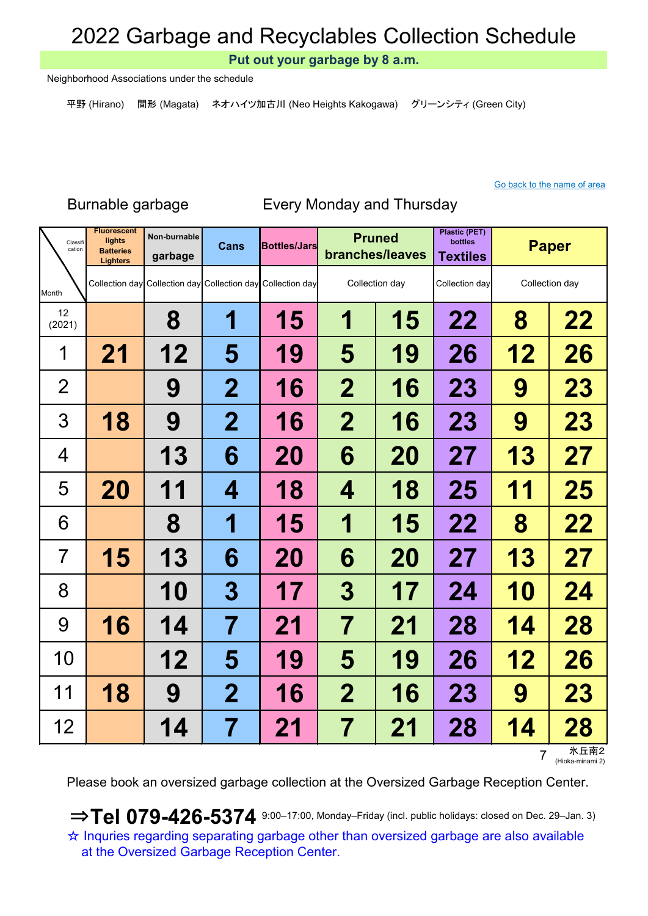# 2022 Garbage and Recyclables Collection Schedule

**Put out your garbage by 8 a.m.**

Neighborhood Associations under the schedule

平野 (Hirano)　間形 (Magata)　ネオハイツ加古川 (Neo Heights Kakogawa)　グリーンシティ (Green City)

Go back to the name of area

Burnable garbage　　Every Monday and Thursday

| Classification / Month | Fluorescent lights Batteries Lighters | Non-burnable garbage | Cans | Bottles/Jars | Pruned branches/leaves | | Plastic (PET) bottles Textiles | Paper | |
|---|---|---|---|---|---|---|---|---|---|
| | Collection day | Collection day | Collection day | Collection day | Collection day | | Collection day | Collection day | |
| 12 (2021) | | 8 | 1 | 15 | 1 | 15 | 22 | 8 | 22 |
| 1 | 21 | 12 | 5 | 19 | 5 | 19 | 26 | 12 | 26 |
| 2 | | 9 | 2 | 16 | 2 | 16 | 23 | 9 | 23 |
| 3 | 18 | 9 | 2 | 16 | 2 | 16 | 23 | 9 | 23 |
| 4 | | 13 | 6 | 20 | 6 | 20 | 27 | 13 | 27 |
| 5 | 20 | 11 | 4 | 18 | 4 | 18 | 25 | 11 | 25 |
| 6 | | 8 | 1 | 15 | 1 | 15 | 22 | 8 | 22 |
| 7 | 15 | 13 | 6 | 20 | 6 | 20 | 27 | 13 | 27 |
| 8 | | 10 | 3 | 17 | 3 | 17 | 24 | 10 | 24 |
| 9 | 16 | 14 | 7 | 21 | 7 | 21 | 28 | 14 | 28 |
| 10 | | 12 | 5 | 19 | 5 | 19 | 26 | 12 | 26 |
| 11 | 18 | 9 | 2 | 16 | 2 | 16 | 23 | 9 | 23 |
| 12 | | 14 | 7 | 21 | 7 | 21 | 28 | 14 | 28 |

氷丘南2 (Hioka-minami 2)

Please book an oversized garbage collection at the Oversized Garbage Reception Center.

**⇒Tel 079-426-5374** 9:00–17:00, Monday–Friday (incl. public holidays: closed on Dec. 29–Jan. 3)

☆ Inquries regarding separating garbage other than oversized garbage are also available at the Oversized Garbage Reception Center.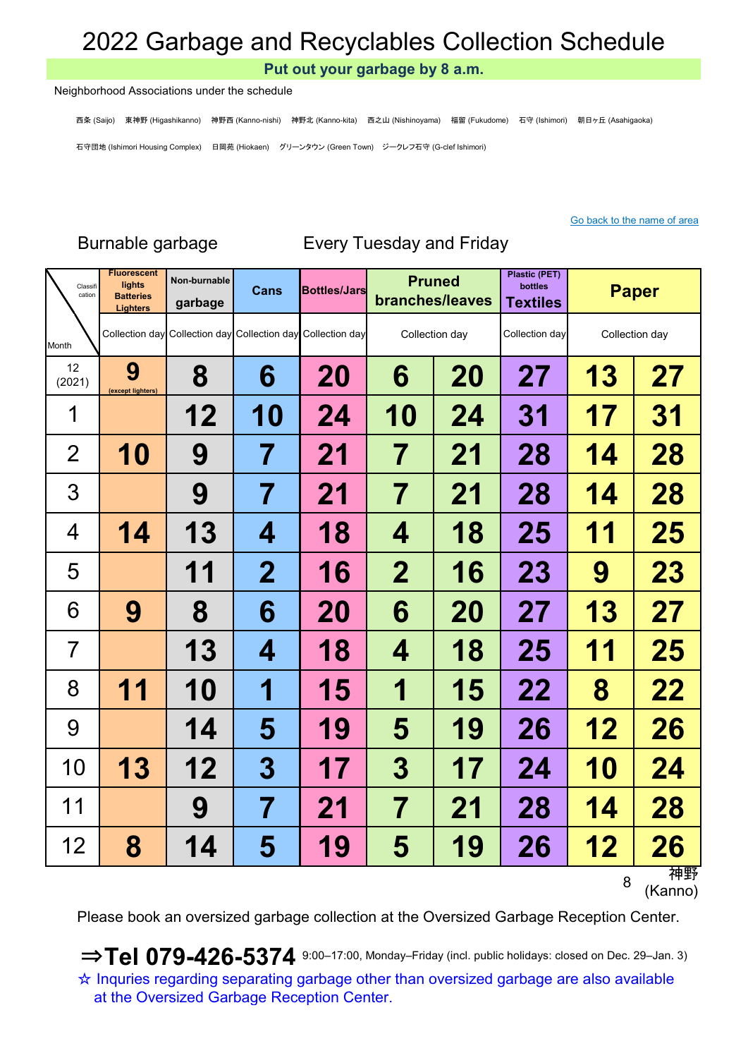# 2022 Garbage and Recyclables Collection Schedule

**Put out your garbage by 8 a.m.**

Neighborhood Associations under the schedule

西条 (Saijo)　東神野 (Higashikanno)　神野西 (Kanno-nishi)　神野北 (Kanno-kita)　西之山 (Nishinoyama)　福留 (Fukudome)　石守 (Ishimori)　朝日ヶ丘 (Asahigaoka)

石守団地 (Ishimori Housing Complex)　日岡苑 (Hiokaen)　グリーンタウン (Green Town)　ジークレフ石守 (G-clef Ishimori)

Go back to the name of area

Burnable garbage　　Every Tuesday and Friday

| Classification / Month | Fluorescent lights Batteries Lighters | Non-burnable garbage | Cans | Bottles/Jars | Pruned branches/leaves | | Plastic (PET) bottles Textiles | Paper | |
|---|---|---|---|---|---|---|---|---|---|
| | Collection day | Collection day | Collection day | Collection day | Collection day | | Collection day | Collection day | |
| 12 (2021) | 9 (except lighters) | 8 | 6 | 20 | 6 | 20 | 27 | 13 | 27 |
| 1 | | 12 | 10 | 24 | 10 | 24 | 31 | 17 | 31 |
| 2 | 10 | 9 | 7 | 21 | 7 | 21 | 28 | 14 | 28 |
| 3 | | 9 | 7 | 21 | 7 | 21 | 28 | 14 | 28 |
| 4 | 14 | 13 | 4 | 18 | 4 | 18 | 25 | 11 | 25 |
| 5 | | 11 | 2 | 16 | 2 | 16 | 23 | 9 | 23 |
| 6 | 9 | 8 | 6 | 20 | 6 | 20 | 27 | 13 | 27 |
| 7 | | 13 | 4 | 18 | 4 | 18 | 25 | 11 | 25 |
| 8 | 11 | 10 | 1 | 15 | 1 | 15 | 22 | 8 | 22 |
| 9 | | 14 | 5 | 19 | 5 | 19 | 26 | 12 | 26 |
| 10 | 13 | 12 | 3 | 17 | 3 | 17 | 24 | 10 | 24 |
| 11 | | 9 | 7 | 21 | 7 | 21 | 28 | 14 | 28 |
| 12 | 8 | 14 | 5 | 19 | 5 | 19 | 26 | 12 | 26 |

神野 (Kanno)

Please book an oversized garbage collection at the Oversized Garbage Reception Center.

**⇒Tel 079-426-5374** 9:00–17:00, Monday–Friday (incl. public holidays: closed on Dec. 29–Jan. 3)

☆ Inquries regarding separating garbage other than oversized garbage are also available at the Oversized Garbage Reception Center.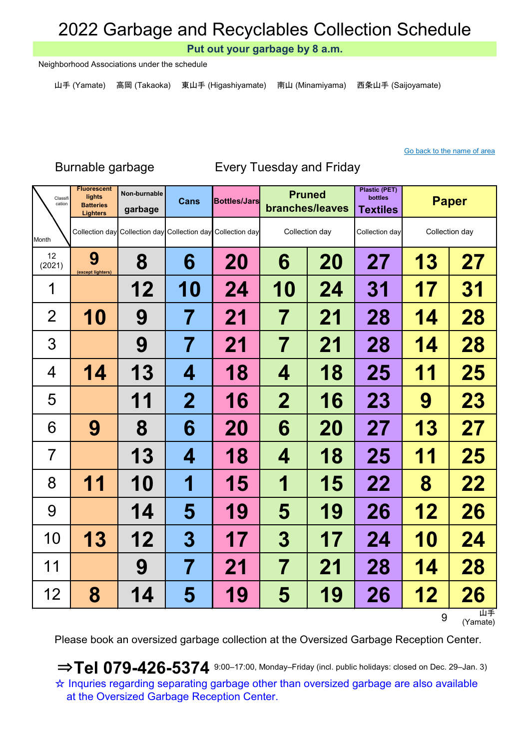# 2022 Garbage and Recyclables Collection Schedule

**Put out your garbage by 8 a.m.**

Neighborhood Associations under the schedule

山手 (Yamate)　高岡 (Takaoka)　東山手 (Higashiyamate)　南山 (Minamiyama)　西条山手 (Saijoyamate)

Go back to the name of area

Burnable garbage　　Every Tuesday and Friday

| Classification / Month | Fluorescent lights Batteries Lighters | Non-burnable garbage | Cans | Bottles/Jars | Pruned branches/leaves | | Plastic (PET) bottles Textiles | Paper | |
|---|---|---|---|---|---|---|---|---|---|
| | Collection day | Collection day | Collection day | Collection day | Collection day | | Collection day | Collection day | |
| 12 (2021) | 9 (except lighters) | 8 | 6 | 20 | 6 | 20 | 27 | 13 | 27 |
| 1 | | 12 | 10 | 24 | 10 | 24 | 31 | 17 | 31 |
| 2 | 10 | 9 | 7 | 21 | 7 | 21 | 28 | 14 | 28 |
| 3 | | 9 | 7 | 21 | 7 | 21 | 28 | 14 | 28 |
| 4 | 14 | 13 | 4 | 18 | 4 | 18 | 25 | 11 | 25 |
| 5 | | 11 | 2 | 16 | 2 | 16 | 23 | 9 | 23 |
| 6 | 9 | 8 | 6 | 20 | 6 | 20 | 27 | 13 | 27 |
| 7 | | 13 | 4 | 18 | 4 | 18 | 25 | 11 | 25 |
| 8 | 11 | 10 | 1 | 15 | 1 | 15 | 22 | 8 | 22 |
| 9 | | 14 | 5 | 19 | 5 | 19 | 26 | 12 | 26 |
| 10 | 13 | 12 | 3 | 17 | 3 | 17 | 24 | 10 | 24 |
| 11 | | 9 | 7 | 21 | 7 | 21 | 28 | 14 | 28 |
| 12 | 8 | 14 | 5 | 19 | 5 | 19 | 26 | 12 | 26 |

山手 (Yamate)

Please book an oversized garbage collection at the Oversized Garbage Reception Center.

**⇒Tel 079-426-5374** 9:00–17:00, Monday–Friday (incl. public holidays: closed on Dec. 29–Jan. 3)

☆ Inquries regarding separating garbage other than oversized garbage are also available at the Oversized Garbage Reception Center.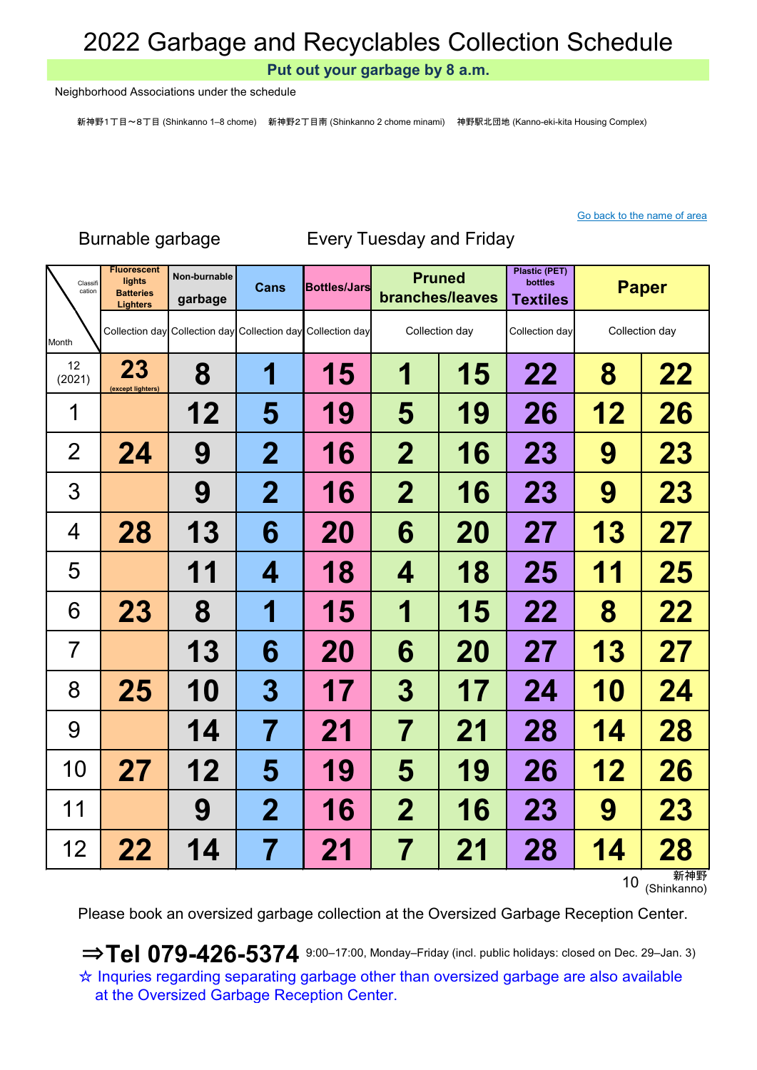# 2022 Garbage and Recyclables Collection Schedule

**Put out your garbage by 8 a.m.**

Neighborhood Associations under the schedule

新神野1丁目～8丁目 (Shinkanno 1–8 chome)　新神野2丁目南 (Shinkanno 2 chome minami)　神野駅北団地 (Kanno-eki-kita Housing Complex)

Go back to the name of area

Burnable garbage　　　Every Tuesday and Friday

| Classification / Month | Fluorescent lights Batteries Lighters | Non-burnable garbage | Cans | Bottles/Jars | Pruned branches/leaves | | Plastic (PET) bottles Textiles | Paper | |
|---|---|---|---|---|---|---|---|---|---|
| | Collection day | Collection day | Collection day | Collection day | Collection day | | Collection day | Collection day | |
| 12 (2021) | 23 (except lighters) | 8 | 1 | 15 | 1 | 15 | 22 | 8 | 22 |
| 1 | | 12 | 5 | 19 | 5 | 19 | 26 | 12 | 26 |
| 2 | 24 | 9 | 2 | 16 | 2 | 16 | 23 | 9 | 23 |
| 3 | | 9 | 2 | 16 | 2 | 16 | 23 | 9 | 23 |
| 4 | 28 | 13 | 6 | 20 | 6 | 20 | 27 | 13 | 27 |
| 5 | | 11 | 4 | 18 | 4 | 18 | 25 | 11 | 25 |
| 6 | 23 | 8 | 1 | 15 | 1 | 15 | 22 | 8 | 22 |
| 7 | | 13 | 6 | 20 | 6 | 20 | 27 | 13 | 27 |
| 8 | 25 | 10 | 3 | 17 | 3 | 17 | 24 | 10 | 24 |
| 9 | | 14 | 7 | 21 | 7 | 21 | 28 | 14 | 28 |
| 10 | 27 | 12 | 5 | 19 | 5 | 19 | 26 | 12 | 26 |
| 11 | | 9 | 2 | 16 | 2 | 16 | 23 | 9 | 23 |
| 12 | 22 | 14 | 7 | 21 | 7 | 21 | 28 | 14 | 28 |

新神野 (Shinkanno)

Please book an oversized garbage collection at the Oversized Garbage Reception Center.

⇒**Tel 079-426-5374** 9:00–17:00, Monday–Friday (incl. public holidays: closed on Dec. 29–Jan. 3)

☆ Inquries regarding separating garbage other than oversized garbage are also available at the Oversized Garbage Reception Center.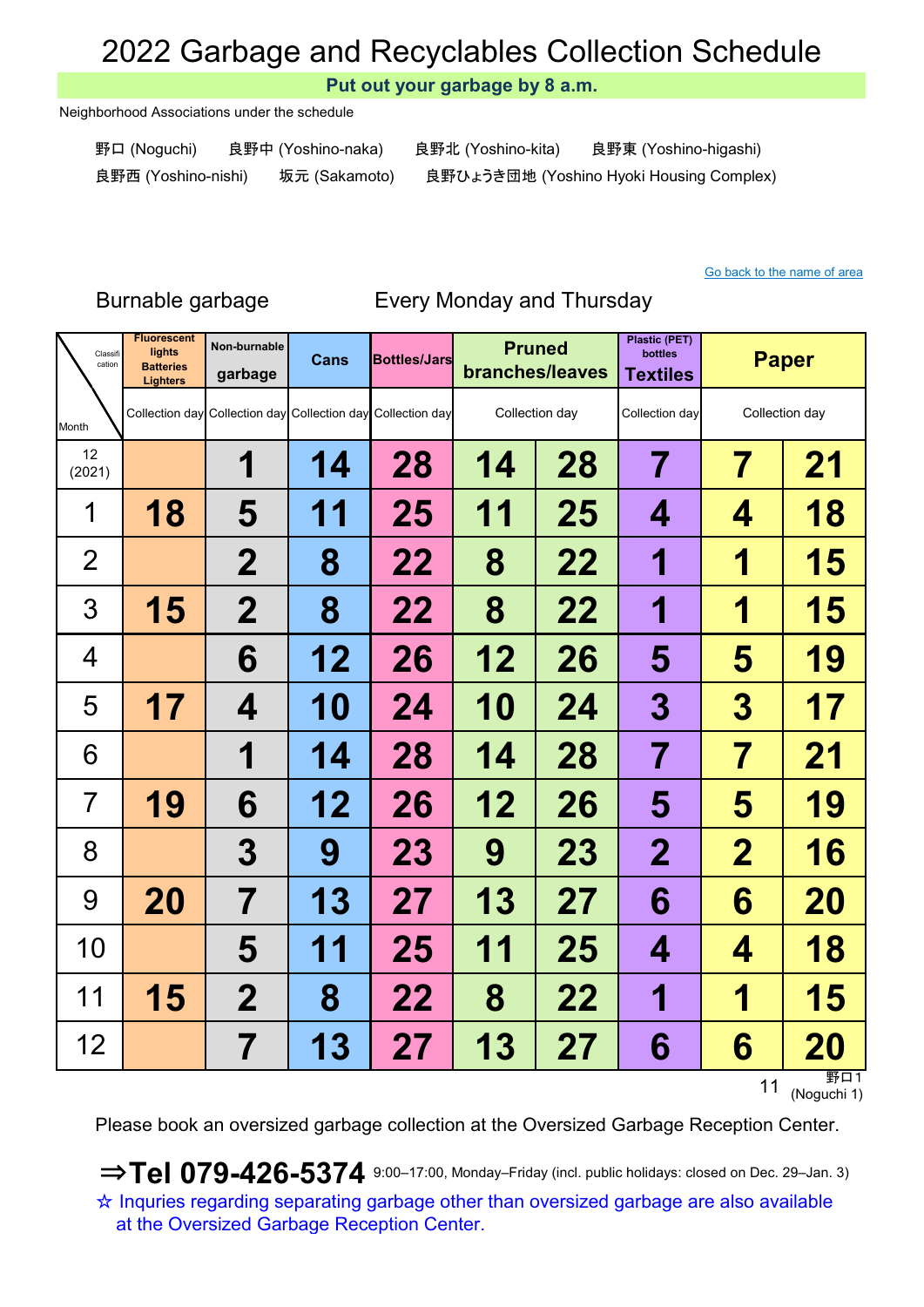# 2022 Garbage and Recyclables Collection Schedule

**Put out your garbage by 8 a.m.**

Neighborhood Associations under the schedule

野口 (Noguchi)　良野中 (Yoshino-naka)　良野北 (Yoshino-kita)　良野東 (Yoshino-higashi)
良野西 (Yoshino-nishi)　坂元 (Sakamoto)　良野ひょうき団地 (Yoshino Hyoki Housing Complex)

Go back to the name of area

Burnable garbage　　Every Monday and Thursday

| Classification / Month | Fluorescent lights Batteries Lighters | Non-burnable garbage | Cans | Bottles/Jars | Pruned branches/leaves | | Plastic (PET) bottles Textiles | Paper | |
|---|---|---|---|---|---|---|---|---|---|
| | Collection day | Collection day | Collection day | Collection day | Collection day | | Collection day | Collection day | |
| 12 (2021) | | 1 | 14 | 28 | 14 | 28 | 7 | 7 | 21 |
| 1 | 18 | 5 | 11 | 25 | 11 | 25 | 4 | 4 | 18 |
| 2 | | 2 | 8 | 22 | 8 | 22 | 1 | 1 | 15 |
| 3 | 15 | 2 | 8 | 22 | 8 | 22 | 1 | 1 | 15 |
| 4 | | 6 | 12 | 26 | 12 | 26 | 5 | 5 | 19 |
| 5 | 17 | 4 | 10 | 24 | 10 | 24 | 3 | 3 | 17 |
| 6 | | 1 | 14 | 28 | 14 | 28 | 7 | 7 | 21 |
| 7 | 19 | 6 | 12 | 26 | 12 | 26 | 5 | 5 | 19 |
| 8 | | 3 | 9 | 23 | 9 | 23 | 2 | 2 | 16 |
| 9 | 20 | 7 | 13 | 27 | 13 | 27 | 6 | 6 | 20 |
| 10 | | 5 | 11 | 25 | 11 | 25 | 4 | 4 | 18 |
| 11 | 15 | 2 | 8 | 22 | 8 | 22 | 1 | 1 | 15 |
| 12 | | 7 | 13 | 27 | 13 | 27 | 6 | 6 | 20 |

野口1 (Noguchi 1)

Please book an oversized garbage collection at the Oversized Garbage Reception Center.

**⇒Tel 079-426-5374** 9:00–17:00, Monday–Friday (incl. public holidays: closed on Dec. 29–Jan. 3)

☆ Inquries regarding separating garbage other than oversized garbage are also available at the Oversized Garbage Reception Center.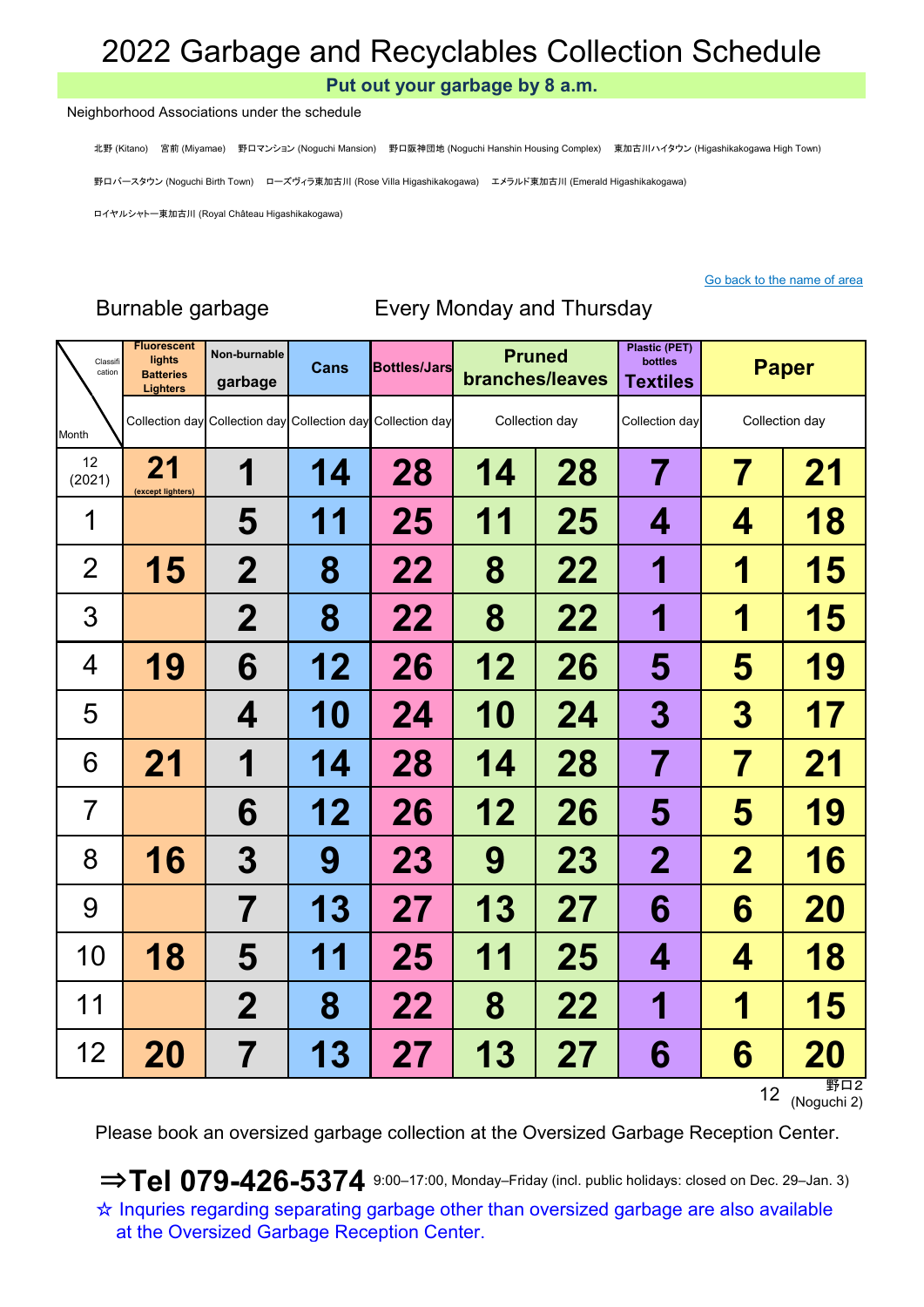# 2022 Garbage and Recyclables Collection Schedule

**Put out your garbage by 8 a.m.**

Neighborhood Associations under the schedule

北野 (Kitano)　宮前 (Miyamae)　野口マンション (Noguchi Mansion)　野口阪神団地 (Noguchi Hanshin Housing Complex)　東加古川ハイタウン (Higashikakogawa High Town)

野口バースタウン (Noguchi Birth Town)　ローズヴィラ東加古川 (Rose Villa Higashikakogawa)　エメラルド東加古川 (Emerald Higashikakogawa)

ロイヤルシャトー東加古川 (Royal Château Higashikakogawa)

Go back to the name of area

Burnable garbage　　Every Monday and Thursday

| Classification / Month | Fluorescent lights Batteries Lighters | Non-burnable garbage | Cans | Bottles/Jars | Pruned branches/leaves | | Plastic (PET) bottles Textiles | Paper | |
|---|---|---|---|---|---|---|---|---|---|
| | Collection day | Collection day | Collection day | Collection day | Collection day | | Collection day | Collection day | |
| 12 (2021) | 21 (except lighters) | 1 | 14 | 28 | 14 | 28 | 7 | 7 | 21 |
| 1 | | 5 | 11 | 25 | 11 | 25 | 4 | 4 | 18 |
| 2 | 15 | 2 | 8 | 22 | 8 | 22 | 1 | 1 | 15 |
| 3 | | 2 | 8 | 22 | 8 | 22 | 1 | 1 | 15 |
| 4 | 19 | 6 | 12 | 26 | 12 | 26 | 5 | 5 | 19 |
| 5 | | 4 | 10 | 24 | 10 | 24 | 3 | 3 | 17 |
| 6 | 21 | 1 | 14 | 28 | 14 | 28 | 7 | 7 | 21 |
| 7 | | 6 | 12 | 26 | 12 | 26 | 5 | 5 | 19 |
| 8 | 16 | 3 | 9 | 23 | 9 | 23 | 2 | 2 | 16 |
| 9 | | 7 | 13 | 27 | 13 | 27 | 6 | 6 | 20 |
| 10 | 18 | 5 | 11 | 25 | 11 | 25 | 4 | 4 | 18 |
| 11 | | 2 | 8 | 22 | 8 | 22 | 1 | 1 | 15 |
| 12 | 20 | 7 | 13 | 27 | 13 | 27 | 6 | 6 | 20 |

野口2 (Noguchi 2)

Please book an oversized garbage collection at the Oversized Garbage Reception Center.

**⇒Tel 079-426-5374** 9:00–17:00, Monday–Friday (incl. public holidays: closed on Dec. 29–Jan. 3)

☆ Inquries regarding separating garbage other than oversized garbage are also available at the Oversized Garbage Reception Center.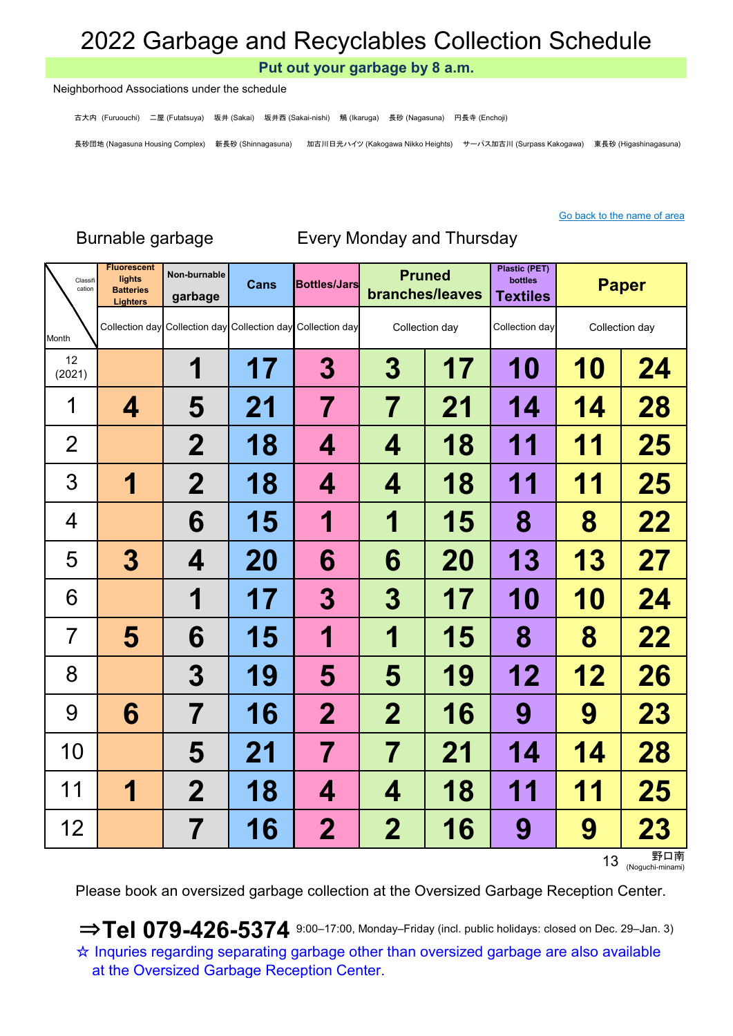# 2022 Garbage and Recyclables Collection Schedule

**Put out your garbage by 8 a.m.**

Neighborhood Associations under the schedule

古大内 (Furuouchi)　二屋 (Futatsuya)　坂井 (Sakai)　坂井西 (Sakai-nishi)　鵤 (Ikaruga)　長砂 (Nagasuna)　円長寺 (Enchoji)

長砂団地 (Nagasuna Housing Complex)　新長砂 (Shinnagasuna)　加古川日光ハイツ (Kakogawa Nikko Heights)　サーパス加古川 (Surpass Kakogawa)　東長砂 (Higashinagasuna)

Go back to the name of area

Burnable garbage　　Every Monday and Thursday

| Classification / Month | Fluorescent lights Batteries Lighters | Non-burnable garbage | Cans | Bottles/Jars | Pruned branches/leaves | | Plastic (PET) bottles Textiles | Paper | |
|---|---|---|---|---|---|---|---|---|---|
| | Collection day | Collection day | Collection day | Collection day | Collection day | | Collection day | Collection day | |
| 12 (2021) | | 1 | 17 | 3 | 3 | 17 | 10 | 10 | 24 |
| 1 | 4 | 5 | 21 | 7 | 7 | 21 | 14 | 14 | 28 |
| 2 | | 2 | 18 | 4 | 4 | 18 | 11 | 11 | 25 |
| 3 | 1 | 2 | 18 | 4 | 4 | 18 | 11 | 11 | 25 |
| 4 | | 6 | 15 | 1 | 1 | 15 | 8 | 8 | 22 |
| 5 | 3 | 4 | 20 | 6 | 6 | 20 | 13 | 13 | 27 |
| 6 | | 1 | 17 | 3 | 3 | 17 | 10 | 10 | 24 |
| 7 | 5 | 6 | 15 | 1 | 1 | 15 | 8 | 8 | 22 |
| 8 | | 3 | 19 | 5 | 5 | 19 | 12 | 12 | 26 |
| 9 | 6 | 7 | 16 | 2 | 2 | 16 | 9 | 9 | 23 |
| 10 | | 5 | 21 | 7 | 7 | 21 | 14 | 14 | 28 |
| 11 | 1 | 2 | 18 | 4 | 4 | 18 | 11 | 11 | 25 |
| 12 | | 7 | 16 | 2 | 2 | 16 | 9 | 9 | 23 |

13 野口南 (Noguchi-minami)

Please book an oversized garbage collection at the Oversized Garbage Reception Center.

**⇒Tel 079-426-5374** 9:00–17:00, Monday–Friday (incl. public holidays: closed on Dec. 29–Jan. 3)

☆ Inquries regarding separating garbage other than oversized garbage are also available at the Oversized Garbage Reception Center.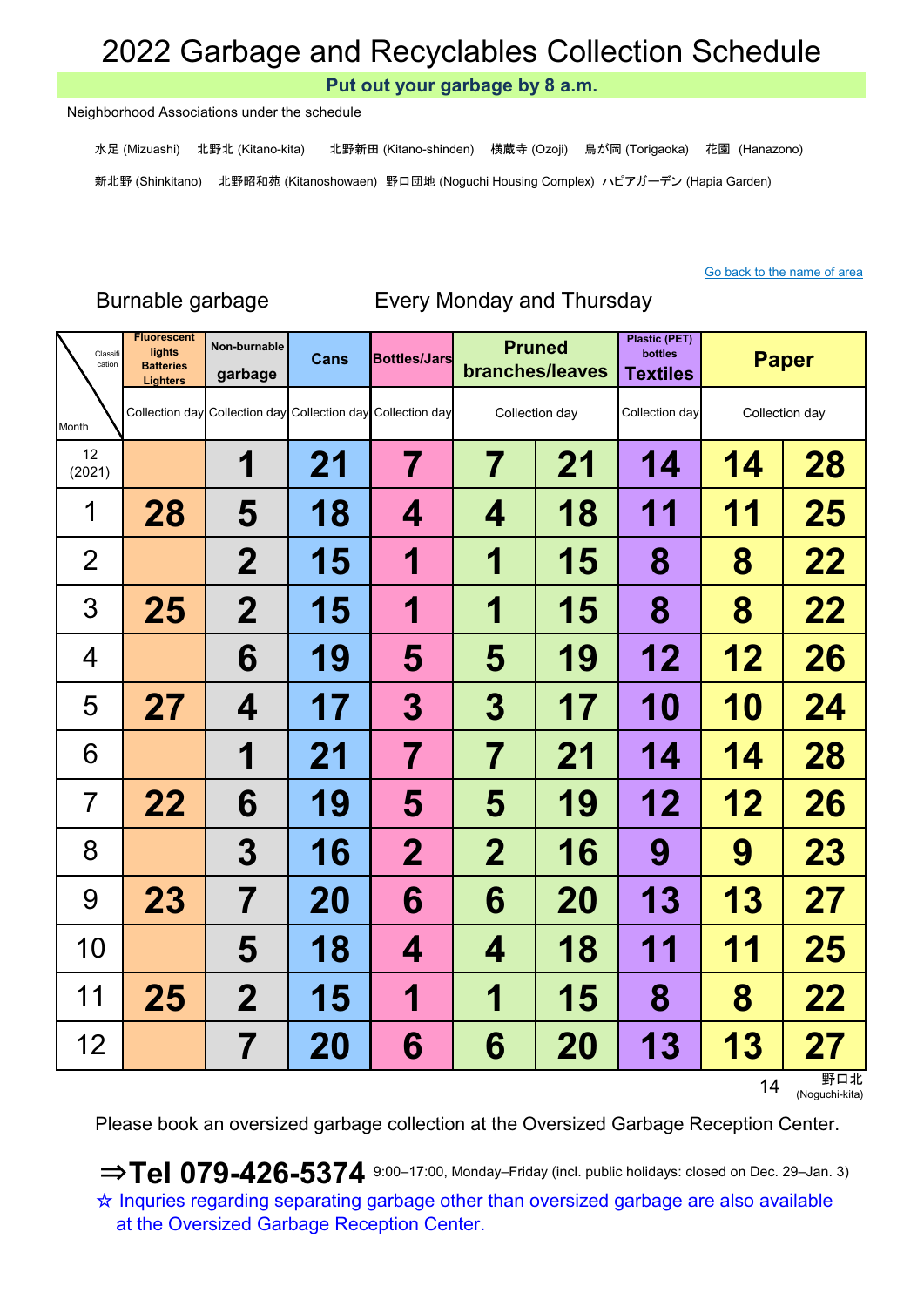# 2022 Garbage and Recyclables Collection Schedule

**Put out your garbage by 8 a.m.**

Neighborhood Associations under the schedule

水足 (Mizuashi)　北野北 (Kitano-kita)　北野新田 (Kitano-shinden)　横蔵寺 (Ozoji)　鳥が岡 (Torigaoka)　花園 (Hanazono)

新北野 (Shinkitano)　北野昭和苑 (Kitanoshowaen)　野口団地 (Noguchi Housing Complex)　ハピアガーデン (Hapia Garden)

Go back to the name of area

Burnable garbage　　Every Monday and Thursday

| Classification / Month | Fluorescent lights Batteries Lighters | Non-burnable garbage | Cans | Bottles/Jars | Pruned branches/leaves | | Plastic (PET) bottles Textiles | Paper | |
|---|---|---|---|---|---|---|---|---|---|
| | Collection day | Collection day | Collection day | Collection day | Collection day | | Collection day | Collection day | |
| 12 (2021) | | 1 | 21 | 7 | 7 | 21 | 14 | 14 | 28 |
| 1 | 28 | 5 | 18 | 4 | 4 | 18 | 11 | 11 | 25 |
| 2 | | 2 | 15 | 1 | 1 | 15 | 8 | 8 | 22 |
| 3 | 25 | 2 | 15 | 1 | 1 | 15 | 8 | 8 | 22 |
| 4 | | 6 | 19 | 5 | 5 | 19 | 12 | 12 | 26 |
| 5 | 27 | 4 | 17 | 3 | 3 | 17 | 10 | 10 | 24 |
| 6 | | 1 | 21 | 7 | 7 | 21 | 14 | 14 | 28 |
| 7 | 22 | 6 | 19 | 5 | 5 | 19 | 12 | 12 | 26 |
| 8 | | 3 | 16 | 2 | 2 | 16 | 9 | 9 | 23 |
| 9 | 23 | 7 | 20 | 6 | 6 | 20 | 13 | 13 | 27 |
| 10 | | 5 | 18 | 4 | 4 | 18 | 11 | 11 | 25 |
| 11 | 25 | 2 | 15 | 1 | 1 | 15 | 8 | 8 | 22 |
| 12 | | 7 | 20 | 6 | 6 | 20 | 13 | 13 | 27 |

14　野口北 (Noguchi-kita)

Please book an oversized garbage collection at the Oversized Garbage Reception Center.

**⇒Tel 079-426-5374** 9:00–17:00, Monday–Friday (incl. public holidays: closed on Dec. 29–Jan. 3)

☆ Inquries regarding separating garbage other than oversized garbage are also available at the Oversized Garbage Reception Center.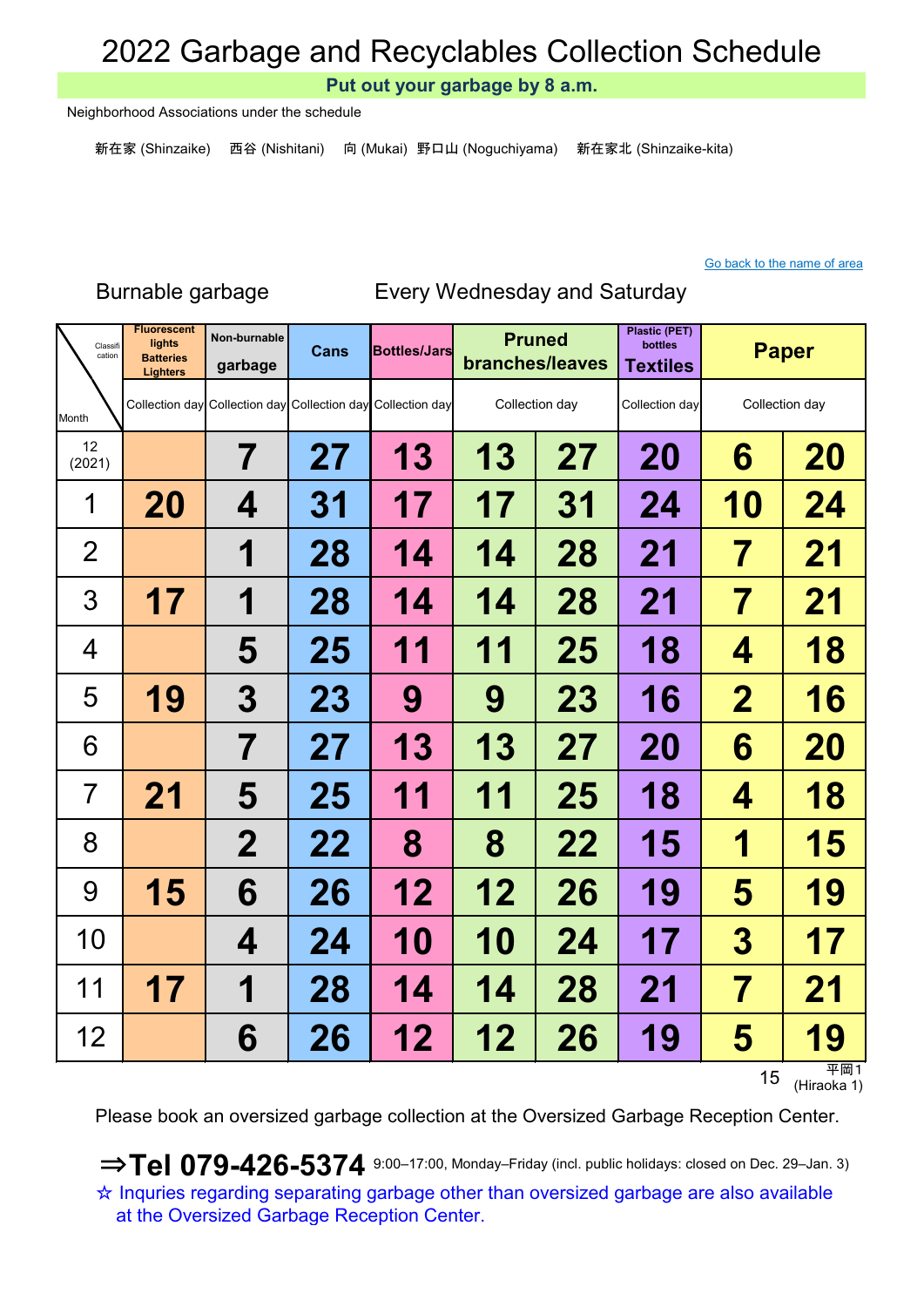# 2022 Garbage and Recyclables Collection Schedule

**Put out your garbage by 8 a.m.**

Neighborhood Associations under the schedule

新在家 (Shinzaike)　西谷 (Nishitani)　向 (Mukai)　野口山 (Noguchiyama)　新在家北 (Shinzaike-kita)

Go back to the name of area

Burnable garbage　　Every Wednesday and Saturday

| Classification / Month | Fluorescent lights Batteries Lighters | Non-burnable garbage | Cans | Bottles/Jars | Pruned branches/leaves | | Plastic (PET) bottles Textiles | Paper | |
|---|---|---|---|---|---|---|---|---|---|
| | Collection day | Collection day | Collection day | Collection day | Collection day | | Collection day | Collection day | |
| 12 (2021) | | 7 | 27 | 13 | 13 | 27 | 20 | 6 | 20 |
| 1 | 20 | 4 | 31 | 17 | 17 | 31 | 24 | 10 | 24 |
| 2 | | 1 | 28 | 14 | 14 | 28 | 21 | 7 | 21 |
| 3 | 17 | 1 | 28 | 14 | 14 | 28 | 21 | 7 | 21 |
| 4 | | 5 | 25 | 11 | 11 | 25 | 18 | 4 | 18 |
| 5 | 19 | 3 | 23 | 9 | 9 | 23 | 16 | 2 | 16 |
| 6 | | 7 | 27 | 13 | 13 | 27 | 20 | 6 | 20 |
| 7 | 21 | 5 | 25 | 11 | 11 | 25 | 18 | 4 | 18 |
| 8 | | 2 | 22 | 8 | 8 | 22 | 15 | 1 | 15 |
| 9 | 15 | 6 | 26 | 12 | 12 | 26 | 19 | 5 | 19 |
| 10 | | 4 | 24 | 10 | 10 | 24 | 17 | 3 | 17 |
| 11 | 17 | 1 | 28 | 14 | 14 | 28 | 21 | 7 | 21 |
| 12 | | 6 | 26 | 12 | 12 | 26 | 19 | 5 | 19 |

平岡1 (Hiraoka 1)

Please book an oversized garbage collection at the Oversized Garbage Reception Center.

**⇒Tel 079-426-5374** 9:00–17:00, Monday–Friday (incl. public holidays: closed on Dec. 29–Jan. 3)

☆ Inquries regarding separating garbage other than oversized garbage are also available at the Oversized Garbage Reception Center.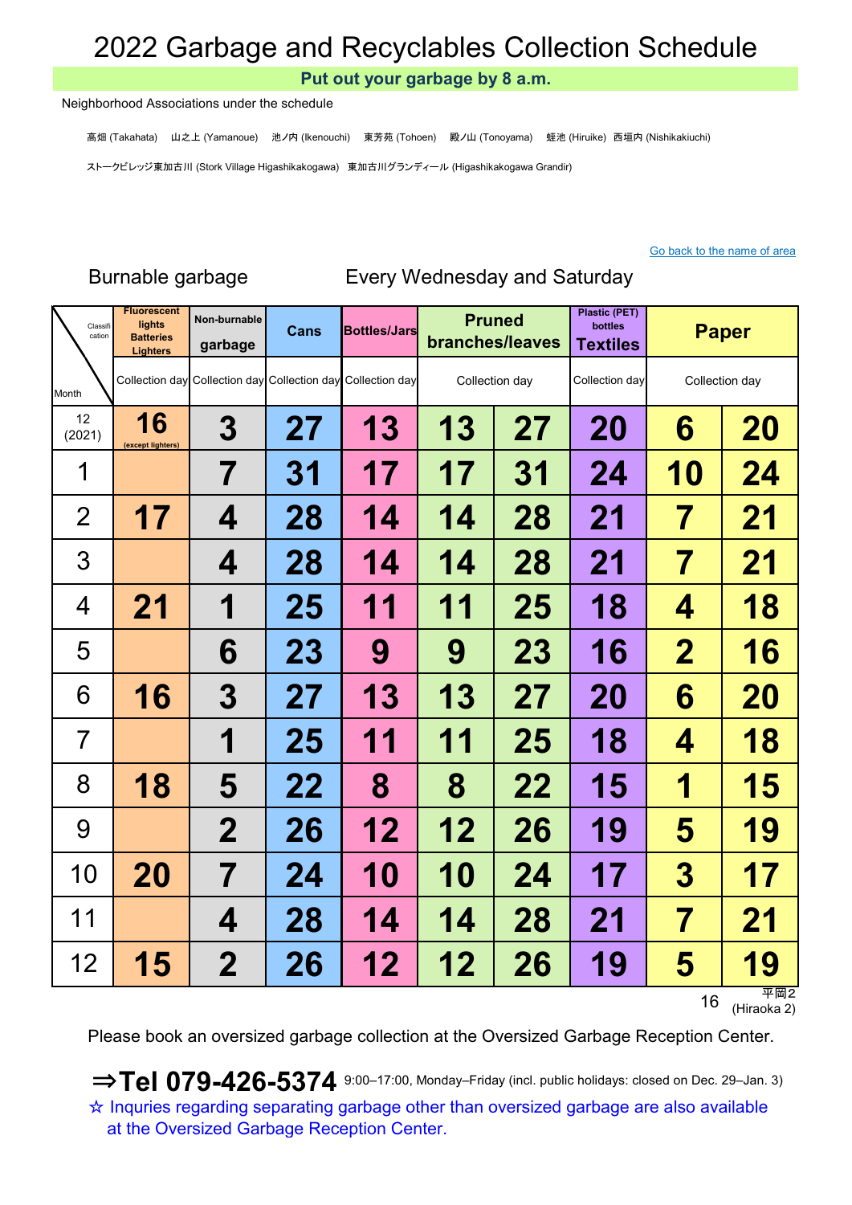# 2022 Garbage and Recyclables Collection Schedule

**Put out your garbage by 8 a.m.**

Neighborhood Associations under the schedule

高畑 (Takahata)　山之上 (Yamanoue)　池ノ内 (Ikenouchi)　東芳苑 (Tohoen)　殿ノ山 (Tonoyama)　蛭池 (Hiruike)　西垣内 (Nishikakiuchi)

ストークビレッジ東加古川 (Stork Village Higashikakogawa)　東加古川グランディール (Higashikakogawa Grandir)

[Go back to the name of area]

Burnable garbage　　Every Wednesday and Saturday

| Classification / Month | Fluorescent lights Batteries Lighters | Non-burnable garbage | Cans | Bottles/Jars | Pruned branches/leaves | | Plastic (PET) bottles Textiles | Paper | |
|---|---|---|---|---|---|---|---|---|---|
| | Collection day | Collection day | Collection day | Collection day | Collection day | | Collection day | Collection day | |
| 12 (2021) | 16 (except lighters) | 3 | 27 | 13 | 13 | 27 | 20 | 6 | 20 |
| 1 | | 7 | 31 | 17 | 17 | 31 | 24 | 10 | 24 |
| 2 | 17 | 4 | 28 | 14 | 14 | 28 | 21 | 7 | 21 |
| 3 | | 4 | 28 | 14 | 14 | 28 | 21 | 7 | 21 |
| 4 | 21 | 1 | 25 | 11 | 11 | 25 | 18 | 4 | 18 |
| 5 | | 6 | 23 | 9 | 9 | 23 | 16 | 2 | 16 |
| 6 | 16 | 3 | 27 | 13 | 13 | 27 | 20 | 6 | 20 |
| 7 | | 1 | 25 | 11 | 11 | 25 | 18 | 4 | 18 |
| 8 | 18 | 5 | 22 | 8 | 8 | 22 | 15 | 1 | 15 |
| 9 | | 2 | 26 | 12 | 12 | 26 | 19 | 5 | 19 |
| 10 | 20 | 7 | 24 | 10 | 10 | 24 | 17 | 3 | 17 |
| 11 | | 4 | 28 | 14 | 14 | 28 | 21 | 7 | 21 |
| 12 | 15 | 2 | 26 | 12 | 12 | 26 | 19 | 5 | 19 |

平岡2 (Hiraoka 2)

Please book an oversized garbage collection at the Oversized Garbage Reception Center.

**⇒Tel 079-426-5374** 9:00–17:00, Monday–Friday (incl. public holidays: closed on Dec. 29–Jan. 3)

☆ Inquries regarding separating garbage other than oversized garbage are also available at the Oversized Garbage Reception Center.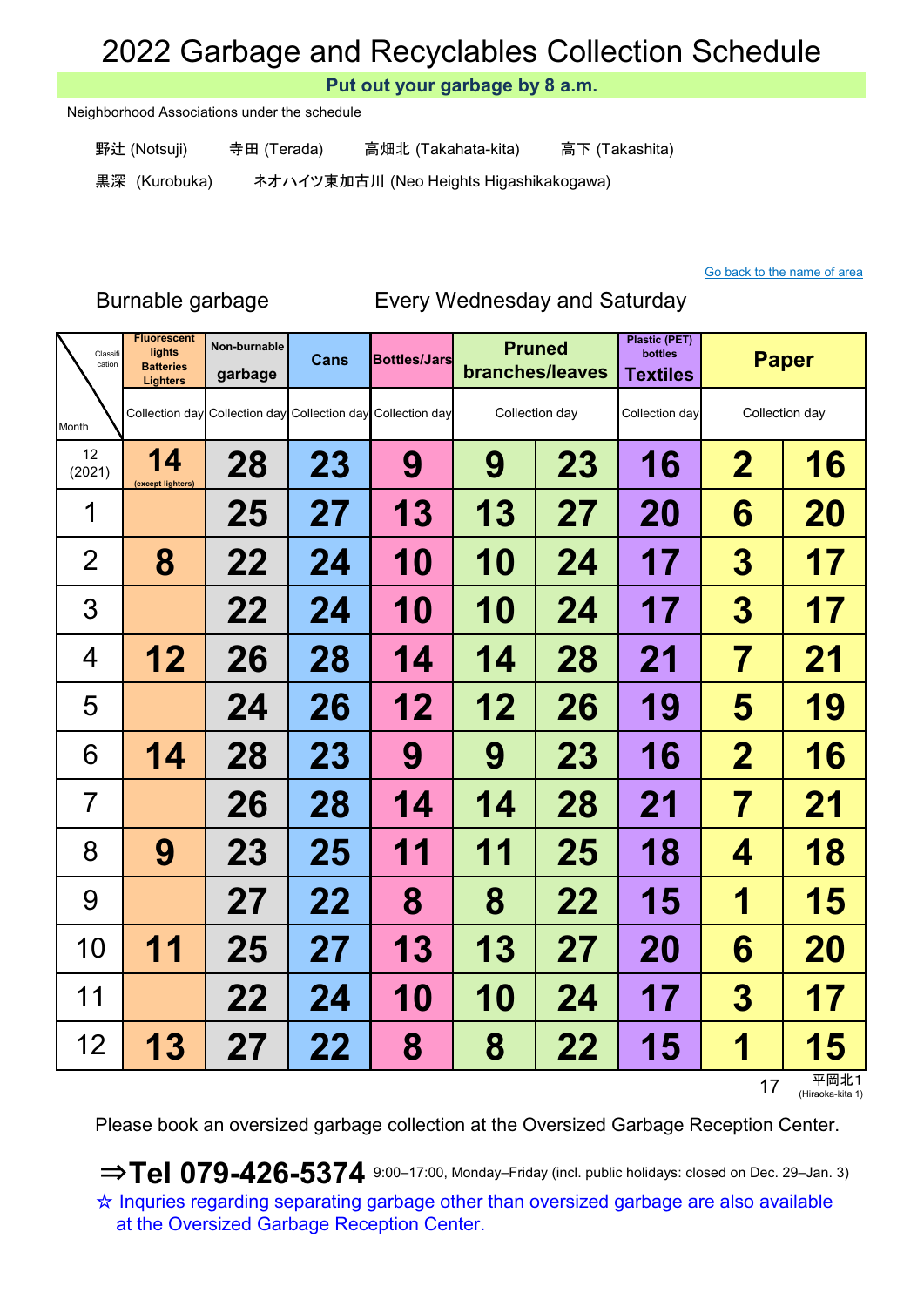# 2022 Garbage and Recyclables Collection Schedule

**Put out your garbage by 8 a.m.**

Neighborhood Associations under the schedule

野辻 (Notsuji)　　寺田 (Terada)　　高畑北 (Takahata-kita)　　高下 (Takashita)

黒深 (Kurobuka)　　ネオハイツ東加古川 (Neo Heights Higashikakogawa)

Go back to the name of area

Burnable garbage　　Every Wednesday and Saturday

| Classification / Month | Fluorescent lights Batteries Lighters | Non-burnable garbage | Cans | Bottles/Jars | Pruned branches/leaves | | Plastic (PET) bottles Textiles | Paper | |
|---|---|---|---|---|---|---|---|---|---|
| | Collection day | Collection day | Collection day | Collection day | Collection day | | Collection day | Collection day | |
| 12 (2021) | 14 (except lighters) | 28 | 23 | 9 | 9 | 23 | 16 | 2 | 16 |
| 1 | | 25 | 27 | 13 | 13 | 27 | 20 | 6 | 20 |
| 2 | 8 | 22 | 24 | 10 | 10 | 24 | 17 | 3 | 17 |
| 3 | | 22 | 24 | 10 | 10 | 24 | 17 | 3 | 17 |
| 4 | 12 | 26 | 28 | 14 | 14 | 28 | 21 | 7 | 21 |
| 5 | | 24 | 26 | 12 | 12 | 26 | 19 | 5 | 19 |
| 6 | 14 | 28 | 23 | 9 | 9 | 23 | 16 | 2 | 16 |
| 7 | | 26 | 28 | 14 | 14 | 28 | 21 | 7 | 21 |
| 8 | 9 | 23 | 25 | 11 | 11 | 25 | 18 | 4 | 18 |
| 9 | | 27 | 22 | 8 | 8 | 22 | 15 | 1 | 15 |
| 10 | 11 | 25 | 27 | 13 | 13 | 27 | 20 | 6 | 20 |
| 11 | | 22 | 24 | 10 | 10 | 24 | 17 | 3 | 17 |
| 12 | 13 | 27 | 22 | 8 | 8 | 22 | 15 | 1 | 15 |

平岡北1 (Hiraoka-kita 1)

Please book an oversized garbage collection at the Oversized Garbage Reception Center.

**⇒Tel 079-426-5374** 9:00–17:00, Monday–Friday (incl. public holidays: closed on Dec. 29–Jan. 3)

☆ Inquries regarding separating garbage other than oversized garbage are also available at the Oversized Garbage Reception Center.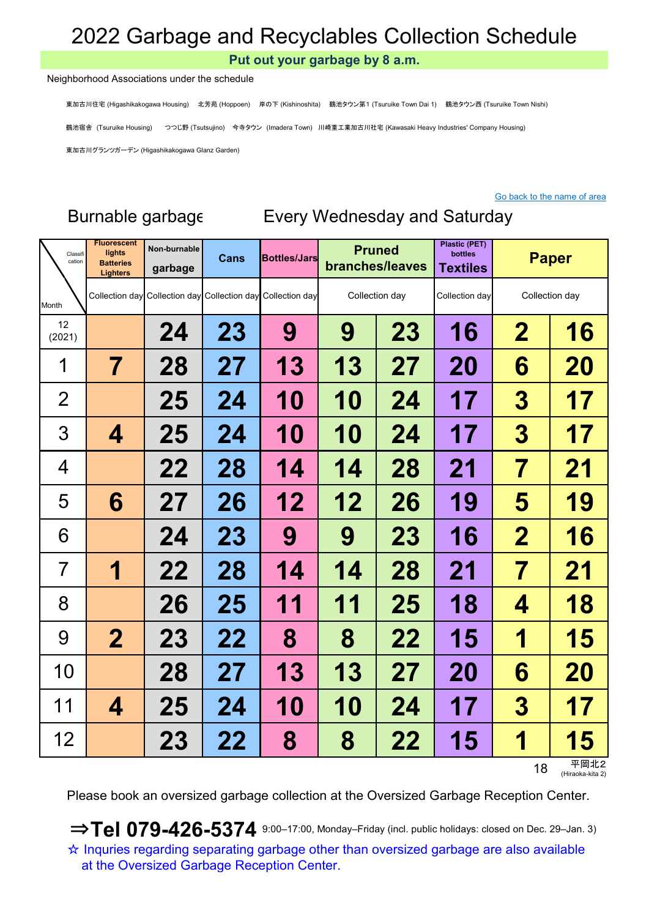# 2022 Garbage and Recyclables Collection Schedule

**Put out your garbage by 8 a.m.**

Neighborhood Associations under the schedule

東加古川住宅 (Higashikakogawa Housing)　北芳苑 (Hoppoen)　岸の下 (Kishinoshita)　鶴池タウン第1 (Tsuruike Town Dai 1)　鶴池タウン西 (Tsuruike Town Nishi)

鶴池宿舎 (Tsuruike Housing)　つつじ野 (Tsutsujino)　今寺タウン (Imadera Town)　川崎重工業加古川社宅 (Kawasaki Heavy Industries' Company Housing)

東加古川グランツガーデン (Higashikakogawa Glanz Garden)

Go back to the name of area

## Burnable garbage　Every Wednesday and Saturday

| Classification / Month | Fluorescent lights Batteries Lighters | Non-burnable garbage | Cans | Bottles/Jars | Pruned branches/leaves | | Plastic (PET) bottles Textiles | Paper | |
|---|---|---|---|---|---|---|---|---|---|
| | Collection day | Collection day | Collection day | Collection day | Collection day | | Collection day | Collection day | |
| 12 (2021) | | 24 | 23 | 9 | 9 | 23 | 16 | 2 | 16 |
| 1 | 7 | 28 | 27 | 13 | 13 | 27 | 20 | 6 | 20 |
| 2 | | 25 | 24 | 10 | 10 | 24 | 17 | 3 | 17 |
| 3 | 4 | 25 | 24 | 10 | 10 | 24 | 17 | 3 | 17 |
| 4 | | 22 | 28 | 14 | 14 | 28 | 21 | 7 | 21 |
| 5 | 6 | 27 | 26 | 12 | 12 | 26 | 19 | 5 | 19 |
| 6 | | 24 | 23 | 9 | 9 | 23 | 16 | 2 | 16 |
| 7 | 1 | 22 | 28 | 14 | 14 | 28 | 21 | 7 | 21 |
| 8 | | 26 | 25 | 11 | 11 | 25 | 18 | 4 | 18 |
| 9 | 2 | 23 | 22 | 8 | 8 | 22 | 15 | 1 | 15 |
| 10 | | 28 | 27 | 13 | 13 | 27 | 20 | 6 | 20 |
| 11 | 4 | 25 | 24 | 10 | 10 | 24 | 17 | 3 | 17 |
| 12 | | 23 | 22 | 8 | 8 | 22 | 15 | 1 | 15 |

平岡北2 (Hiraoka-kita 2)

Please book an oversized garbage collection at the Oversized Garbage Reception Center.

**⇒Tel 079-426-5374** 9:00–17:00, Monday–Friday (incl. public holidays: closed on Dec. 29–Jan. 3)

☆ Inquries regarding separating garbage other than oversized garbage are also available at the Oversized Garbage Reception Center.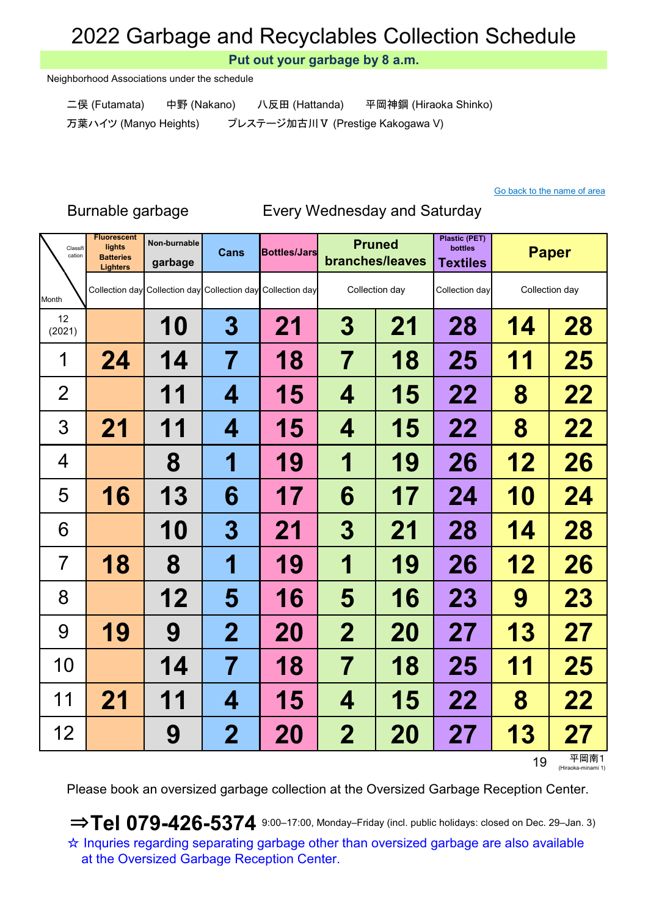# 2022 Garbage and Recyclables Collection Schedule

**Put out your garbage by 8 a.m.**

Neighborhood Associations under the schedule

二俣 (Futamata)　中野 (Nakano)　八反田 (Hattanda)　平岡神鋼 (Hiraoka Shinko)

万葉ハイツ (Manyo Heights)　プレステージ加古川Ⅴ (Prestige Kakogawa V)

Go back to the name of area

Burnable garbage　　Every Wednesday and Saturday

| Classification / Month | Fluorescent lights Batteries Lighters | Non-burnable garbage | Cans | Bottles/Jars | Pruned branches/leaves | | Plastic (PET) bottles Textiles | Paper | |
|---|---|---|---|---|---|---|---|---|---|
| | Collection day | Collection day | Collection day | Collection day | Collection day | | Collection day | Collection day | |
| 12 (2021) | | 10 | 3 | 21 | 3 | 21 | 28 | 14 | 28 |
| 1 | 24 | 14 | 7 | 18 | 7 | 18 | 25 | 11 | 25 |
| 2 | | 11 | 4 | 15 | 4 | 15 | 22 | 8 | 22 |
| 3 | 21 | 11 | 4 | 15 | 4 | 15 | 22 | 8 | 22 |
| 4 | | 8 | 1 | 19 | 1 | 19 | 26 | 12 | 26 |
| 5 | 16 | 13 | 6 | 17 | 6 | 17 | 24 | 10 | 24 |
| 6 | | 10 | 3 | 21 | 3 | 21 | 28 | 14 | 28 |
| 7 | 18 | 8 | 1 | 19 | 1 | 19 | 26 | 12 | 26 |
| 8 | | 12 | 5 | 16 | 5 | 16 | 23 | 9 | 23 |
| 9 | 19 | 9 | 2 | 20 | 2 | 20 | 27 | 13 | 27 |
| 10 | | 14 | 7 | 18 | 7 | 18 | 25 | 11 | 25 |
| 11 | 21 | 11 | 4 | 15 | 4 | 15 | 22 | 8 | 22 |
| 12 | | 9 | 2 | 20 | 2 | 20 | 27 | 13 | 27 |

平岡南1 (Hiraoka-minami 1)

Please book an oversized garbage collection at the Oversized Garbage Reception Center.

**⇒Tel 079-426-5374** 9:00–17:00, Monday–Friday (incl. public holidays: closed on Dec. 29–Jan. 3)

☆ Inquries regarding separating garbage other than oversized garbage are also available at the Oversized Garbage Reception Center.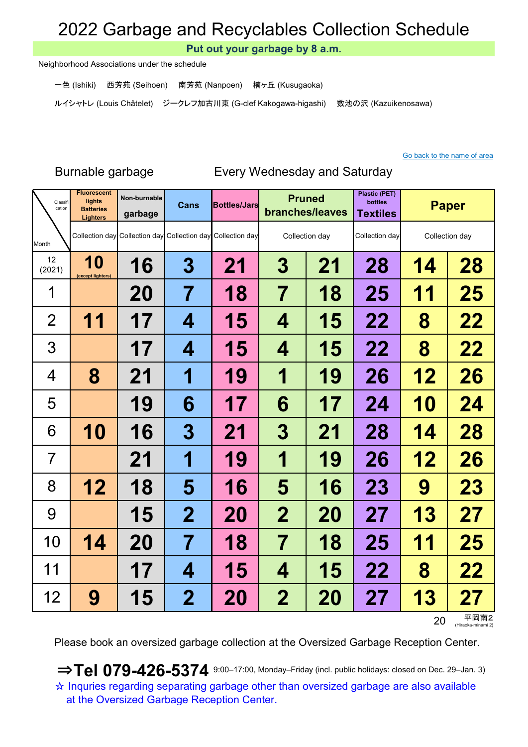# 2022 Garbage and Recyclables Collection Schedule

**Put out your garbage by 8 a.m.**

Neighborhood Associations under the schedule

一色 (Ishiki)　西芳苑 (Seihoen)　南芳苑 (Nanpoen)　楠ヶ丘 (Kusugaoka)

ルイシャトレ (Louis Châtelet)　ジークレフ加古川東 (G-clef Kakogawa-higashi)　数池の沢 (Kazuikenosawa)

Go back to the name of area

Burnable garbage　　Every Wednesday and Saturday

| Classification / Month | Fluorescent lights Batteries Lighters | Non-burnable garbage | Cans | Bottles/Jars | Pruned branches/leaves | | Plastic (PET) bottles Textiles | Paper | |
|---|---|---|---|---|---|---|---|---|---|
| | Collection day | Collection day | Collection day | Collection day | Collection day | | Collection day | Collection day | |
| 12 (2021) | 10 (except lighters) | 16 | 3 | 21 | 3 | 21 | 28 | 14 | 28 |
| 1 | | 20 | 7 | 18 | 7 | 18 | 25 | 11 | 25 |
| 2 | 11 | 17 | 4 | 15 | 4 | 15 | 22 | 8 | 22 |
| 3 | | 17 | 4 | 15 | 4 | 15 | 22 | 8 | 22 |
| 4 | 8 | 21 | 1 | 19 | 1 | 19 | 26 | 12 | 26 |
| 5 | | 19 | 6 | 17 | 6 | 17 | 24 | 10 | 24 |
| 6 | 10 | 16 | 3 | 21 | 3 | 21 | 28 | 14 | 28 |
| 7 | | 21 | 1 | 19 | 1 | 19 | 26 | 12 | 26 |
| 8 | 12 | 18 | 5 | 16 | 5 | 16 | 23 | 9 | 23 |
| 9 | | 15 | 2 | 20 | 2 | 20 | 27 | 13 | 27 |
| 10 | 14 | 20 | 7 | 18 | 7 | 18 | 25 | 11 | 25 |
| 11 | | 17 | 4 | 15 | 4 | 15 | 22 | 8 | 22 |
| 12 | 9 | 15 | 2 | 20 | 2 | 20 | 27 | 13 | 27 |

20　平岡南2 (Hiraoka-minami 2)

Please book an oversized garbage collection at the Oversized Garbage Reception Center.

**⇒Tel 079-426-5374** 9:00–17:00, Monday–Friday (incl. public holidays: closed on Dec. 29–Jan. 3)

☆ Inquries regarding separating garbage other than oversized garbage are also available at the Oversized Garbage Reception Center.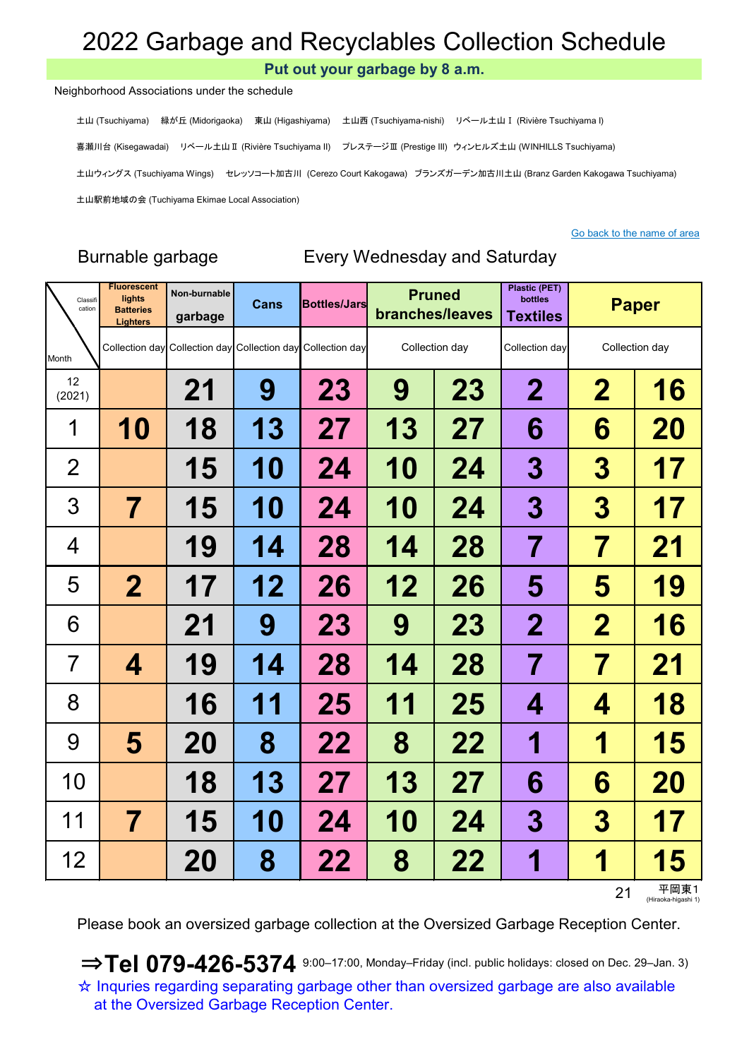# 2022 Garbage and Recyclables Collection Schedule

**Put out your garbage by 8 a.m.**

Neighborhood Associations under the schedule

土山 (Tsuchiyama)　緑が丘 (Midorigaoka)　東山 (Higashiyama)　土山西 (Tsuchiyama-nishi)　リベール土山Ⅰ (Rivière Tsuchiyama I)

喜瀬川台 (Kisegawadai)　リベール土山Ⅱ (Rivière Tsuchiyama II)　プレステージⅢ (Prestige III)　ウィンヒルズ土山 (WINHILLS Tsuchiyama)

土山ウィングス (Tsuchiyama Wings)　セレッソコート加古川 (Cerezo Court Kakogawa)　ブランズガーデン加古川土山 (Branz Garden Kakogawa Tsuchiyama)

土山駅前地域の会 (Tuchiyama Ekimae Local Association)

Go back to the name of area

Burnable garbage　　Every Wednesday and Saturday

| Classification / Month | Fluorescent lights Batteries Lighters | Non-burnable garbage | Cans | Bottles/Jars | Pruned branches/leaves | | Plastic (PET) bottles Textiles | Paper | |
|---|---|---|---|---|---|---|---|---|---|
| | Collection day | Collection day | Collection day | Collection day | Collection day | | Collection day | Collection day | |
| 12 (2021) | | 21 | 9 | 23 | 9 | 23 | 2 | 2 | 16 |
| 1 | 10 | 18 | 13 | 27 | 13 | 27 | 6 | 6 | 20 |
| 2 | | 15 | 10 | 24 | 10 | 24 | 3 | 3 | 17 |
| 3 | 7 | 15 | 10 | 24 | 10 | 24 | 3 | 3 | 17 |
| 4 | | 19 | 14 | 28 | 14 | 28 | 7 | 7 | 21 |
| 5 | 2 | 17 | 12 | 26 | 12 | 26 | 5 | 5 | 19 |
| 6 | | 21 | 9 | 23 | 9 | 23 | 2 | 2 | 16 |
| 7 | 4 | 19 | 14 | 28 | 14 | 28 | 7 | 7 | 21 |
| 8 | | 16 | 11 | 25 | 11 | 25 | 4 | 4 | 18 |
| 9 | 5 | 20 | 8 | 22 | 8 | 22 | 1 | 1 | 15 |
| 10 | | 18 | 13 | 27 | 13 | 27 | 6 | 6 | 20 |
| 11 | 7 | 15 | 10 | 24 | 10 | 24 | 3 | 3 | 17 |
| 12 | | 20 | 8 | 22 | 8 | 22 | 1 | 1 | 15 |

21　平岡東1 (Hiraoka-higashi 1)

Please book an oversized garbage collection at the Oversized Garbage Reception Center.

⇒**Tel 079-426-5374** 9:00–17:00, Monday–Friday (incl. public holidays: closed on Dec. 29–Jan. 3)

☆ Inquries regarding separating garbage other than oversized garbage are also available at the Oversized Garbage Reception Center.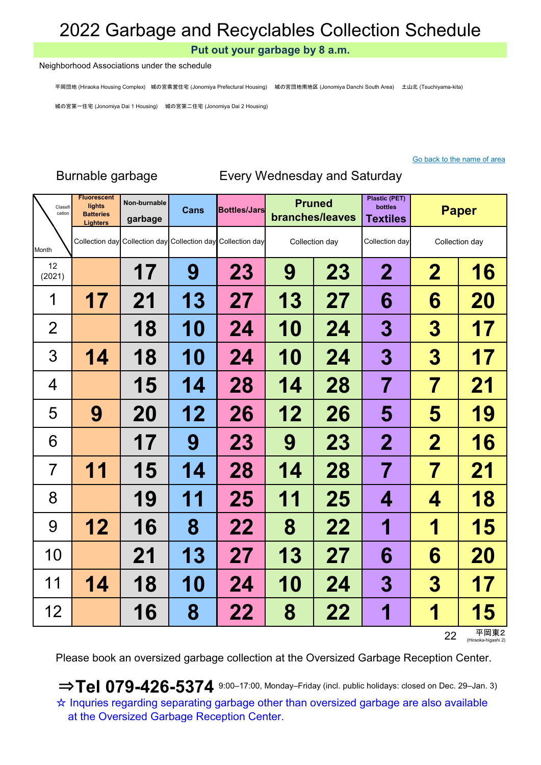# 2022 Garbage and Recyclables Collection Schedule

**Put out your garbage by 8 a.m.**

Neighborhood Associations under the schedule

平岡団地 (Hiraoka Housing Complex)　城の宮県営住宅 (Jonomiya Prefectural Housing)　城の宮団地南地区 (Jonomiya Danchi South Area)　土山北 (Tsuchiyama-kita)

城の宮第一住宅 (Jonomiya Dai 1 Housing)　城の宮第二住宅 (Jonomiya Dai 2 Housing)

Go back to the name of area

Burnable garbage　　Every Wednesday and Saturday

| Classification / Month | Fluorescent lights Batteries Lighters | Non-burnable garbage | Cans | Bottles/Jars | Pruned branches/leaves | | Plastic (PET) bottles Textiles | Paper | |
|---|---|---|---|---|---|---|---|---|---|
| | Collection day | Collection day | Collection day | Collection day | Collection day | | Collection day | Collection day | |
| 12 (2021) | | 17 | 9 | 23 | 9 | 23 | 2 | 2 | 16 |
| 1 | 17 | 21 | 13 | 27 | 13 | 27 | 6 | 6 | 20 |
| 2 | | 18 | 10 | 24 | 10 | 24 | 3 | 3 | 17 |
| 3 | 14 | 18 | 10 | 24 | 10 | 24 | 3 | 3 | 17 |
| 4 | | 15 | 14 | 28 | 14 | 28 | 7 | 7 | 21 |
| 5 | 9 | 20 | 12 | 26 | 12 | 26 | 5 | 5 | 19 |
| 6 | | 17 | 9 | 23 | 9 | 23 | 2 | 2 | 16 |
| 7 | 11 | 15 | 14 | 28 | 14 | 28 | 7 | 7 | 21 |
| 8 | | 19 | 11 | 25 | 11 | 25 | 4 | 4 | 18 |
| 9 | 12 | 16 | 8 | 22 | 8 | 22 | 1 | 1 | 15 |
| 10 | | 21 | 13 | 27 | 13 | 27 | 6 | 6 | 20 |
| 11 | 14 | 18 | 10 | 24 | 10 | 24 | 3 | 3 | 17 |
| 12 | | 16 | 8 | 22 | 8 | 22 | 1 | 1 | 15 |

平岡東2 (Hiraoka-higashi 2)

Please book an oversized garbage collection at the Oversized Garbage Reception Center.

**⇒Tel 079-426-5374** 9:00–17:00, Monday–Friday (incl. public holidays: closed on Dec. 29–Jan. 3)

☆ Inquries regarding separating garbage other than oversized garbage are also available at the Oversized Garbage Reception Center.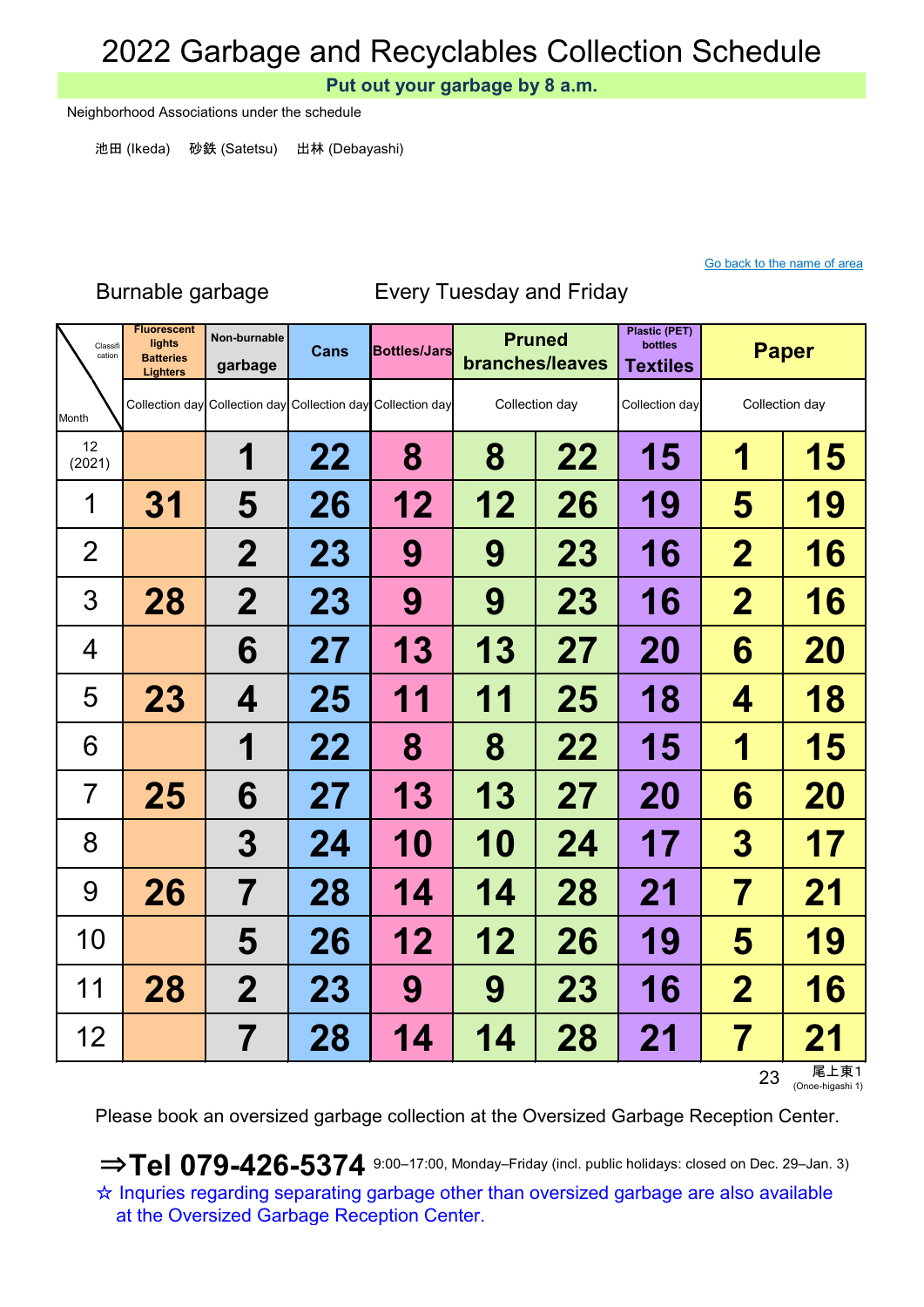# 2022 Garbage and Recyclables Collection Schedule

**Put out your garbage by 8 a.m.**

Neighborhood Associations under the schedule

池田 (Ikeda)　砂鉄 (Satetsu)　出林 (Debayashi)

Go back to the name of area

Burnable garbage　　Every Tuesday and Friday

| Classification / Month | Fluorescent lights Batteries Lighters | Non-burnable garbage | Cans | Bottles/Jars | Pruned branches/leaves | | Plastic (PET) bottles Textiles | Paper | |
|---|---|---|---|---|---|---|---|---|---|
| | Collection day | Collection day | Collection day | Collection day | Collection day | | Collection day | Collection day | |
| 12 (2021) | | 1 | 22 | 8 | 8 | 22 | 15 | 1 | 15 |
| 1 | 31 | 5 | 26 | 12 | 12 | 26 | 19 | 5 | 19 |
| 2 | | 2 | 23 | 9 | 9 | 23 | 16 | 2 | 16 |
| 3 | 28 | 2 | 23 | 9 | 9 | 23 | 16 | 2 | 16 |
| 4 | | 6 | 27 | 13 | 13 | 27 | 20 | 6 | 20 |
| 5 | 23 | 4 | 25 | 11 | 11 | 25 | 18 | 4 | 18 |
| 6 | | 1 | 22 | 8 | 8 | 22 | 15 | 1 | 15 |
| 7 | 25 | 6 | 27 | 13 | 13 | 27 | 20 | 6 | 20 |
| 8 | | 3 | 24 | 10 | 10 | 24 | 17 | 3 | 17 |
| 9 | 26 | 7 | 28 | 14 | 14 | 28 | 21 | 7 | 21 |
| 10 | | 5 | 26 | 12 | 12 | 26 | 19 | 5 | 19 |
| 11 | 28 | 2 | 23 | 9 | 9 | 23 | 16 | 2 | 16 |
| 12 | | 7 | 28 | 14 | 14 | 28 | 21 | 7 | 21 |

尾上東1 (Onoe-higashi 1)

Please book an oversized garbage collection at the Oversized Garbage Reception Center.

**⇒Tel 079-426-5374** 9:00–17:00, Monday–Friday (incl. public holidays: closed on Dec. 29–Jan. 3)

☆ Inquries regarding separating garbage other than oversized garbage are also available at the Oversized Garbage Reception Center.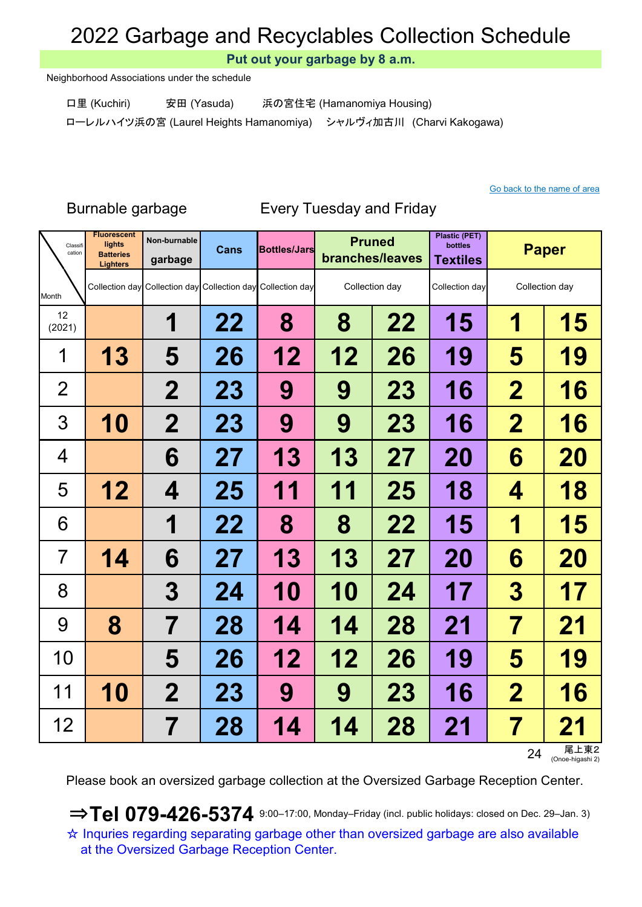# 2022 Garbage and Recyclables Collection Schedule

**Put out your garbage by 8 a.m.**

Neighborhood Associations under the schedule

口里 (Kuchiri)　　安田 (Yasuda)　　浜の宮住宅 (Hamanomiya Housing)

ローレルハイツ浜の宮 (Laurel Heights Hamanomiya)　　シャルヴィ加古川 (Charvi Kakogawa)

Go back to the name of area

Burnable garbage　　　Every Tuesday and Friday

| Classification / Month | Fluorescent lights Batteries Lighters | Non-burnable garbage | Cans | Bottles/Jars | Pruned branches/leaves | | Plastic (PET) bottles Textiles | Paper | |
|---|---|---|---|---|---|---|---|---|---|
| | Collection day | Collection day | Collection day | Collection day | Collection day | | Collection day | Collection day | |
| 12 (2021) | | 1 | 22 | 8 | 8 | 22 | 15 | 1 | 15 |
| 1 | 13 | 5 | 26 | 12 | 12 | 26 | 19 | 5 | 19 |
| 2 | | 2 | 23 | 9 | 9 | 23 | 16 | 2 | 16 |
| 3 | 10 | 2 | 23 | 9 | 9 | 23 | 16 | 2 | 16 |
| 4 | | 6 | 27 | 13 | 13 | 27 | 20 | 6 | 20 |
| 5 | 12 | 4 | 25 | 11 | 11 | 25 | 18 | 4 | 18 |
| 6 | | 1 | 22 | 8 | 8 | 22 | 15 | 1 | 15 |
| 7 | 14 | 6 | 27 | 13 | 13 | 27 | 20 | 6 | 20 |
| 8 | | 3 | 24 | 10 | 10 | 24 | 17 | 3 | 17 |
| 9 | 8 | 7 | 28 | 14 | 14 | 28 | 21 | 7 | 21 |
| 10 | | 5 | 26 | 12 | 12 | 26 | 19 | 5 | 19 |
| 11 | 10 | 2 | 23 | 9 | 9 | 23 | 16 | 2 | 16 |
| 12 | | 7 | 28 | 14 | 14 | 28 | 21 | 7 | 21 |

尾上東2 (Onoe-higashi 2)

Please book an oversized garbage collection at the Oversized Garbage Reception Center.

**⇒Tel 079-426-5374** 9:00–17:00, Monday–Friday (incl. public holidays: closed on Dec. 29–Jan. 3)

☆ Inquries regarding separating garbage other than oversized garbage are also available at the Oversized Garbage Reception Center.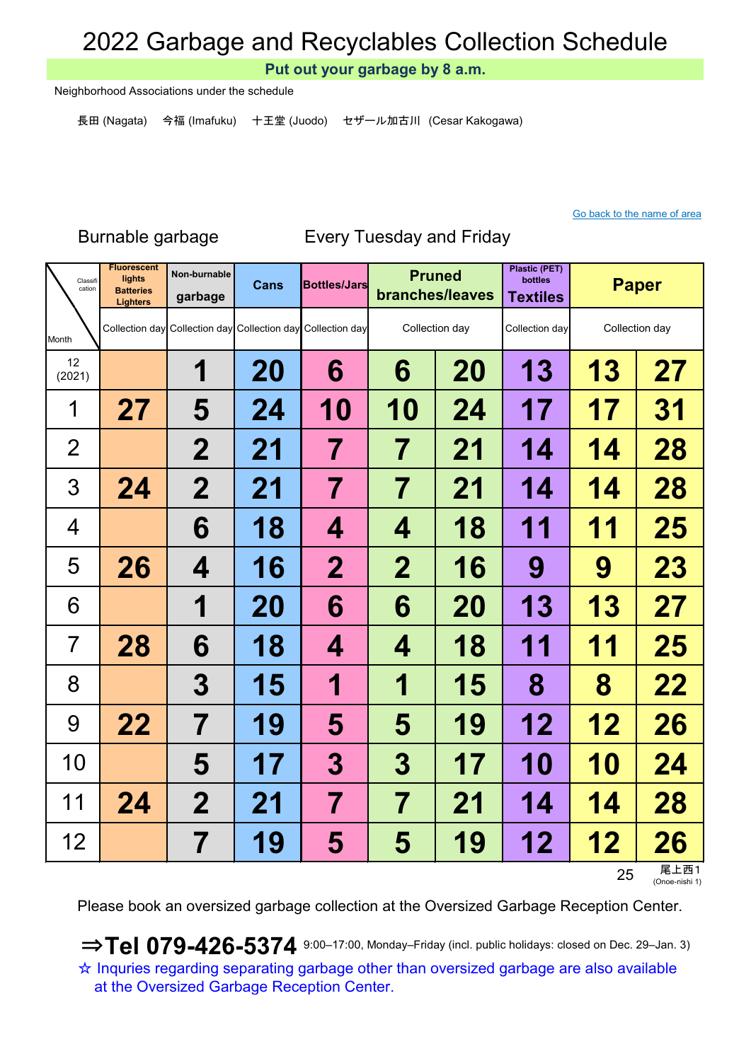# 2022 Garbage and Recyclables Collection Schedule

**Put out your garbage by 8 a.m.**

Neighborhood Associations under the schedule

長田 (Nagata)　今福 (Imafuku)　十王堂 (Juodo)　セザール加古川 (Cesar Kakogawa)

Go back to the name of area

Burnable garbage　　Every Tuesday and Friday

| Classification / Month | Fluorescent lights Batteries Lighters | Non-burnable garbage | Cans | Bottles/Jars | Pruned branches/leaves | | Plastic (PET) bottles Textiles | Paper | |
|---|---|---|---|---|---|---|---|---|---|
| | Collection day | Collection day | Collection day | Collection day | Collection day | | Collection day | Collection day | |
| 12 (2021) | | 1 | 20 | 6 | 6 | 20 | 13 | 13 | 27 |
| 1 | 27 | 5 | 24 | 10 | 10 | 24 | 17 | 17 | 31 |
| 2 | | 2 | 21 | 7 | 7 | 21 | 14 | 14 | 28 |
| 3 | 24 | 2 | 21 | 7 | 7 | 21 | 14 | 14 | 28 |
| 4 | | 6 | 18 | 4 | 4 | 18 | 11 | 11 | 25 |
| 5 | 26 | 4 | 16 | 2 | 2 | 16 | 9 | 9 | 23 |
| 6 | | 1 | 20 | 6 | 6 | 20 | 13 | 13 | 27 |
| 7 | 28 | 6 | 18 | 4 | 4 | 18 | 11 | 11 | 25 |
| 8 | | 3 | 15 | 1 | 1 | 15 | 8 | 8 | 22 |
| 9 | 22 | 7 | 19 | 5 | 5 | 19 | 12 | 12 | 26 |
| 10 | | 5 | 17 | 3 | 3 | 17 | 10 | 10 | 24 |
| 11 | 24 | 2 | 21 | 7 | 7 | 21 | 14 | 14 | 28 |
| 12 | | 7 | 19 | 5 | 5 | 19 | 12 | 12 | 26 |

尾上西1 (Onoe-nishi 1)

Please book an oversized garbage collection at the Oversized Garbage Reception Center.

**⇒Tel 079-426-5374** 9:00–17:00, Monday–Friday (incl. public holidays: closed on Dec. 29–Jan. 3)

☆ Inquries regarding separating garbage other than oversized garbage are also available at the Oversized Garbage Reception Center.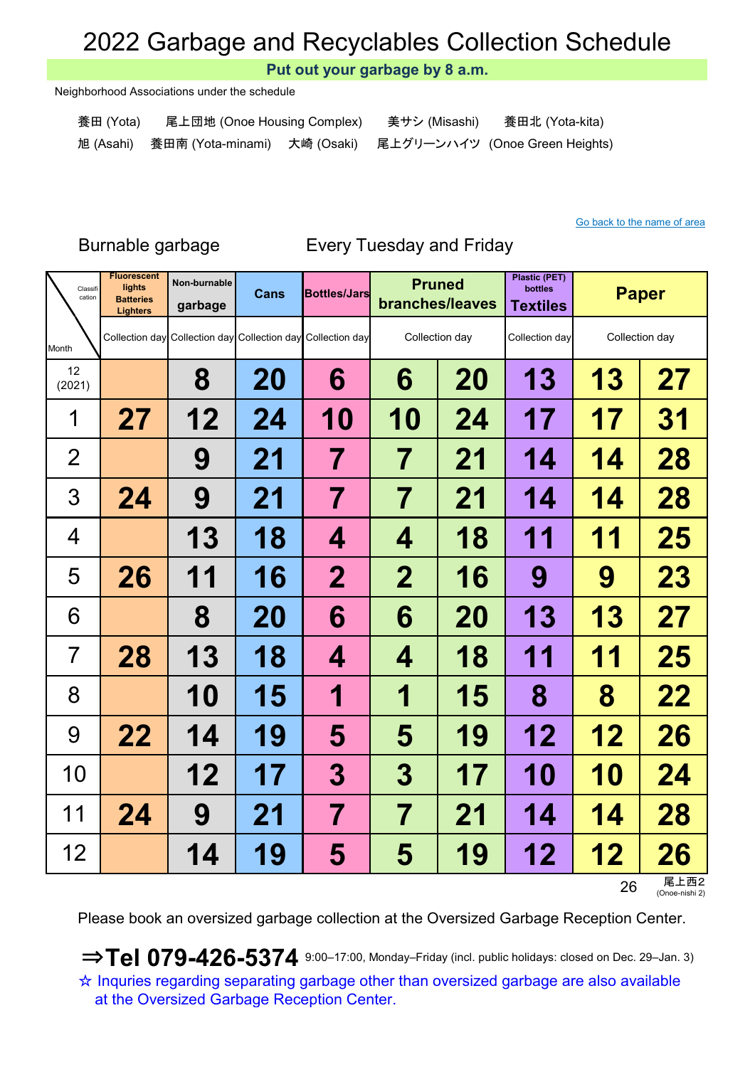# 2022 Garbage and Recyclables Collection Schedule

**Put out your garbage by 8 a.m.**

Neighborhood Associations under the schedule

養田 (Yota)　尾上団地 (Onoe Housing Complex)　美サシ (Misashi)　養田北 (Yota-kita)

旭 (Asahi)　養田南 (Yota-minami)　大崎 (Osaki)　尾上グリーンハイツ (Onoe Green Heights)

Go back to the name of area

Burnable garbage　　Every Tuesday and Friday

| Classification / Month | Fluorescent lights Batteries Lighters | Non-burnable garbage | Cans | Bottles/Jars | Pruned branches/leaves | | Plastic (PET) bottles Textiles | Paper | |
|---|---|---|---|---|---|---|---|---|---|
| | Collection day | Collection day | Collection day | Collection day | Collection day | | Collection day | Collection day | |
| 12 (2021) | | 8 | 20 | 6 | 6 | 20 | 13 | 13 | 27 |
| 1 | 27 | 12 | 24 | 10 | 10 | 24 | 17 | 17 | 31 |
| 2 | | 9 | 21 | 7 | 7 | 21 | 14 | 14 | 28 |
| 3 | 24 | 9 | 21 | 7 | 7 | 21 | 14 | 14 | 28 |
| 4 | | 13 | 18 | 4 | 4 | 18 | 11 | 11 | 25 |
| 5 | 26 | 11 | 16 | 2 | 2 | 16 | 9 | 9 | 23 |
| 6 | | 8 | 20 | 6 | 6 | 20 | 13 | 13 | 27 |
| 7 | 28 | 13 | 18 | 4 | 4 | 18 | 11 | 11 | 25 |
| 8 | | 10 | 15 | 1 | 1 | 15 | 8 | 8 | 22 |
| 9 | 22 | 14 | 19 | 5 | 5 | 19 | 12 | 12 | 26 |
| 10 | | 12 | 17 | 3 | 3 | 17 | 10 | 10 | 24 |
| 11 | 24 | 9 | 21 | 7 | 7 | 21 | 14 | 14 | 28 |
| 12 | | 14 | 19 | 5 | 5 | 19 | 12 | 12 | 26 |

尾上西2 (Onoe-nishi 2)

Please book an oversized garbage collection at the Oversized Garbage Reception Center.

**⇒Tel 079-426-5374** 9:00–17:00, Monday–Friday (incl. public holidays: closed on Dec. 29–Jan. 3)

☆ Inquries regarding separating garbage other than oversized garbage are also available at the Oversized Garbage Reception Center.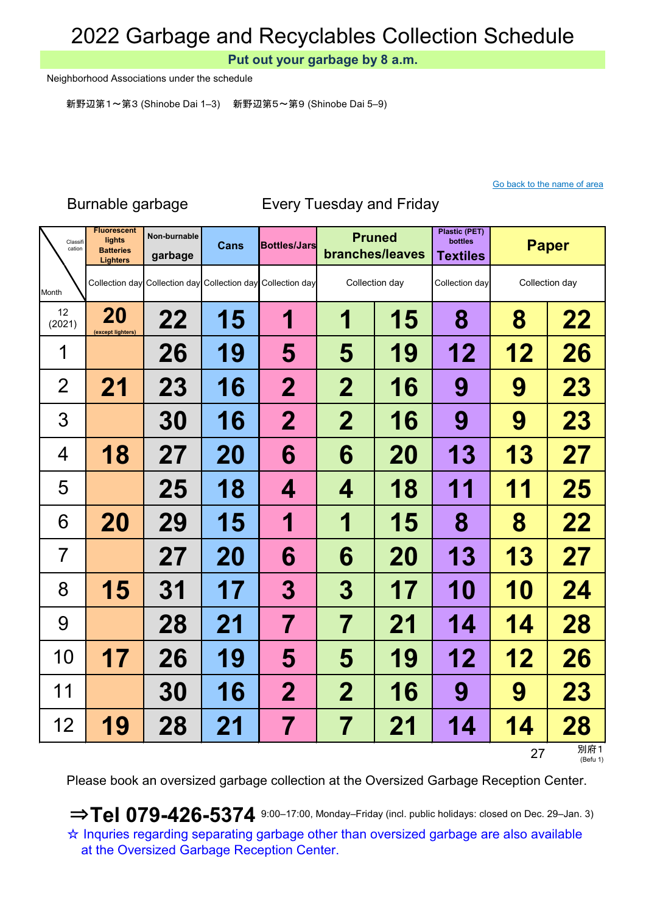# 2022 Garbage and Recyclables Collection Schedule

**Put out your garbage by 8 a.m.**

Neighborhood Associations under the schedule

新野辺第１～第３ (Shinobe Dai 1–3)　新野辺第５～第９ (Shinobe Dai 5–9)

Go back to the name of area

Burnable garbage　　Every Tuesday and Friday

| Classification / Month | Fluorescent lights Batteries Lighters | Non-burnable garbage | Cans | Bottles/Jars | Pruned branches/leaves | | Plastic (PET) bottles Textiles | Paper | |
|---|---|---|---|---|---|---|---|---|---|
| | Collection day | Collection day | Collection day | Collection day | Collection day | | Collection day | Collection day | |
| 12 (2021) | 20 (except lighters) | 22 | 15 | 1 | 1 | 15 | 8 | 8 | 22 |
| 1 | | 26 | 19 | 5 | 5 | 19 | 12 | 12 | 26 |
| 2 | 21 | 23 | 16 | 2 | 2 | 16 | 9 | 9 | 23 |
| 3 | | 30 | 16 | 2 | 2 | 16 | 9 | 9 | 23 |
| 4 | 18 | 27 | 20 | 6 | 6 | 20 | 13 | 13 | 27 |
| 5 | | 25 | 18 | 4 | 4 | 18 | 11 | 11 | 25 |
| 6 | 20 | 29 | 15 | 1 | 1 | 15 | 8 | 8 | 22 |
| 7 | | 27 | 20 | 6 | 6 | 20 | 13 | 13 | 27 |
| 8 | 15 | 31 | 17 | 3 | 3 | 17 | 10 | 10 | 24 |
| 9 | | 28 | 21 | 7 | 7 | 21 | 14 | 14 | 28 |
| 10 | 17 | 26 | 19 | 5 | 5 | 19 | 12 | 12 | 26 |
| 11 | | 30 | 16 | 2 | 2 | 16 | 9 | 9 | 23 |
| 12 | 19 | 28 | 21 | 7 | 7 | 21 | 14 | 14 | 28 |

別府１ (Befu 1)

Please book an oversized garbage collection at the Oversized Garbage Reception Center.

**⇒Tel 079-426-5374** 9:00–17:00, Monday–Friday (incl. public holidays: closed on Dec. 29–Jan. 3)

☆ Inquries regarding separating garbage other than oversized garbage are also available at the Oversized Garbage Reception Center.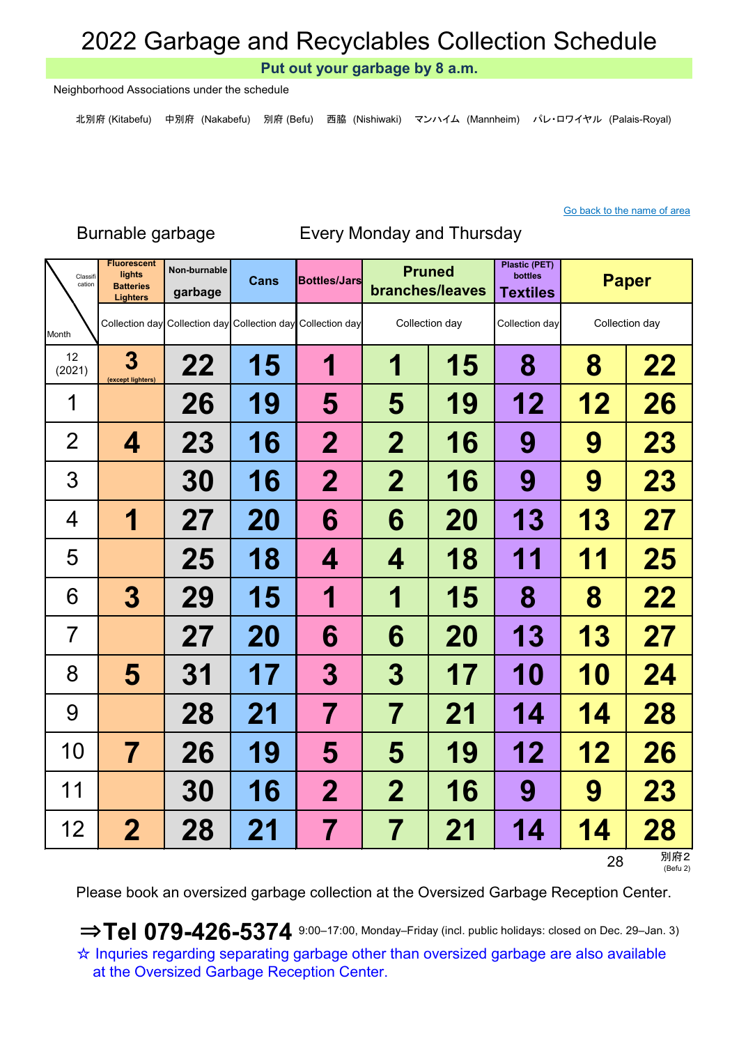# 2022 Garbage and Recyclables Collection Schedule

**Put out your garbage by 8 a.m.**

Neighborhood Associations under the schedule

北別府 (Kitabefu)　中別府 (Nakabefu)　別府 (Befu)　西脇 (Nishiwaki)　マンハイム (Mannheim)　パレ･ロワイヤル (Palais-Royal)

Go back to the name of area

Burnable garbage　　Every Monday and Thursday

| Classification / Month | Fluorescent lights Batteries Lighters | Non-burnable garbage | Cans | Bottles/Jars | Pruned branches/leaves | | Plastic (PET) bottles Textiles | Paper | |
|---|---|---|---|---|---|---|---|---|---|
| | Collection day | Collection day | Collection day | Collection day | Collection day | | Collection day | Collection day | |
| 12 (2021) | 3 (except lighters) | 22 | 15 | 1 | 1 | 15 | 8 | 8 | 22 |
| 1 | | 26 | 19 | 5 | 5 | 19 | 12 | 12 | 26 |
| 2 | 4 | 23 | 16 | 2 | 2 | 16 | 9 | 9 | 23 |
| 3 | | 30 | 16 | 2 | 2 | 16 | 9 | 9 | 23 |
| 4 | 1 | 27 | 20 | 6 | 6 | 20 | 13 | 13 | 27 |
| 5 | | 25 | 18 | 4 | 4 | 18 | 11 | 11 | 25 |
| 6 | 3 | 29 | 15 | 1 | 1 | 15 | 8 | 8 | 22 |
| 7 | | 27 | 20 | 6 | 6 | 20 | 13 | 13 | 27 |
| 8 | 5 | 31 | 17 | 3 | 3 | 17 | 10 | 10 | 24 |
| 9 | | 28 | 21 | 7 | 7 | 21 | 14 | 14 | 28 |
| 10 | 7 | 26 | 19 | 5 | 5 | 19 | 12 | 12 | 26 |
| 11 | | 30 | 16 | 2 | 2 | 16 | 9 | 9 | 23 |
| 12 | 2 | 28 | 21 | 7 | 7 | 21 | 14 | 14 | 28 |

別府２ (Befu 2)

Please book an oversized garbage collection at the Oversized Garbage Reception Center.

**⇒Tel 079-426-5374** 9:00–17:00, Monday–Friday (incl. public holidays: closed on Dec. 29–Jan. 3)

☆ Inquries regarding separating garbage other than oversized garbage are also available at the Oversized Garbage Reception Center.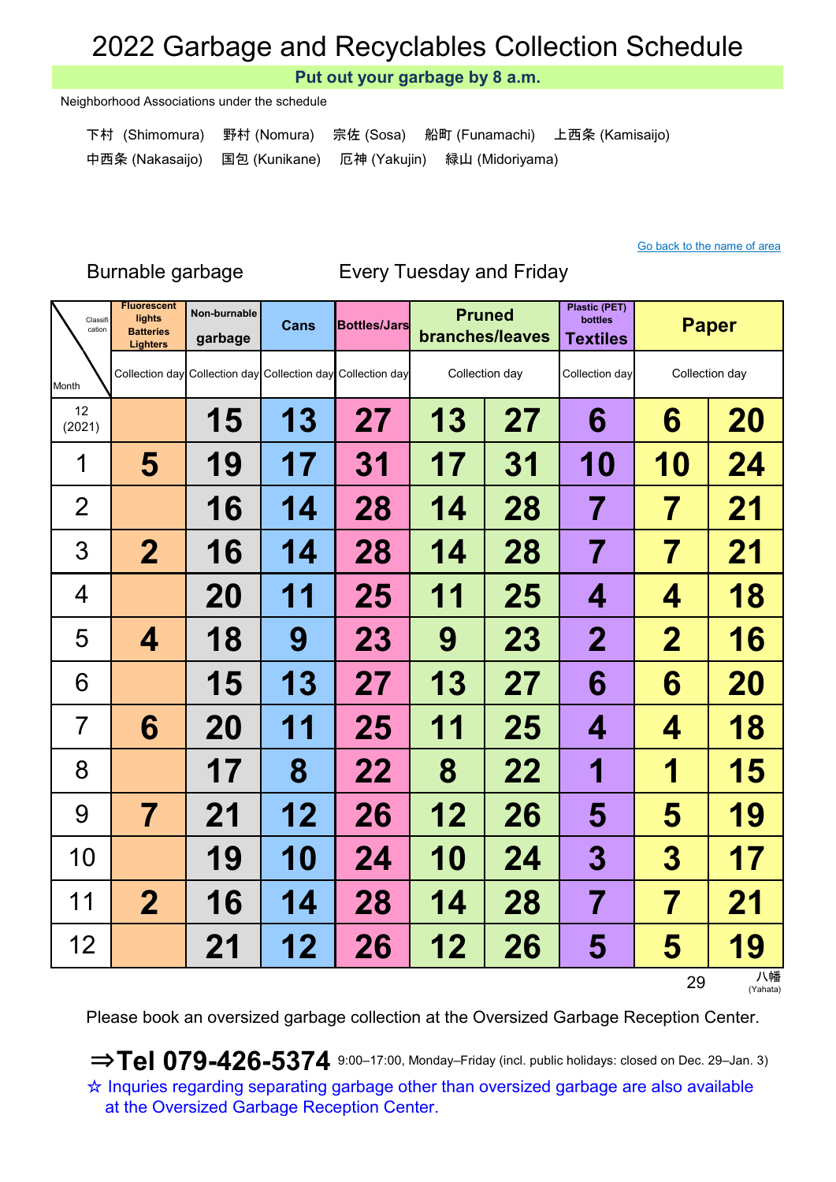# 2022 Garbage and Recyclables Collection Schedule

**Put out your garbage by 8 a.m.**

Neighborhood Associations under the schedule

下村 (Shimomura)　野村 (Nomura)　宗佐 (Sosa)　船町 (Funamachi)　上西条 (Kamisaijo)
中西条 (Nakasaijo)　国包 (Kunikane)　厄神 (Yakujin)　緑山 (Midoriyama)

Go back to the name of area

Burnable garbage　　Every Tuesday and Friday

| Classification / Month | Fluorescent lights Batteries Lighters | Non-burnable garbage | Cans | Bottles/Jars | Pruned branches/leaves | | Plastic (PET) bottles Textiles | Paper | |
|---|---|---|---|---|---|---|---|---|---|
| | Collection day | Collection day | Collection day | Collection day | Collection day | | Collection day | Collection day | |
| 12 (2021) | | 15 | 13 | 27 | 13 | 27 | 6 | 6 | 20 |
| 1 | 5 | 19 | 17 | 31 | 17 | 31 | 10 | 10 | 24 |
| 2 | | 16 | 14 | 28 | 14 | 28 | 7 | 7 | 21 |
| 3 | 2 | 16 | 14 | 28 | 14 | 28 | 7 | 7 | 21 |
| 4 | | 20 | 11 | 25 | 11 | 25 | 4 | 4 | 18 |
| 5 | 4 | 18 | 9 | 23 | 9 | 23 | 2 | 2 | 16 |
| 6 | | 15 | 13 | 27 | 13 | 27 | 6 | 6 | 20 |
| 7 | 6 | 20 | 11 | 25 | 11 | 25 | 4 | 4 | 18 |
| 8 | | 17 | 8 | 22 | 8 | 22 | 1 | 1 | 15 |
| 9 | 7 | 21 | 12 | 26 | 12 | 26 | 5 | 5 | 19 |
| 10 | | 19 | 10 | 24 | 10 | 24 | 3 | 3 | 17 |
| 11 | 2 | 16 | 14 | 28 | 14 | 28 | 7 | 7 | 21 |
| 12 | | 21 | 12 | 26 | 12 | 26 | 5 | 5 | 19 |

八幡 (Yahata)

Please book an oversized garbage collection at the Oversized Garbage Reception Center.

**⇒Tel 079-426-5374** 9:00–17:00, Monday–Friday (incl. public holidays: closed on Dec. 29–Jan. 3)

☆ Inquries regarding separating garbage other than oversized garbage are also available at the Oversized Garbage Reception Center.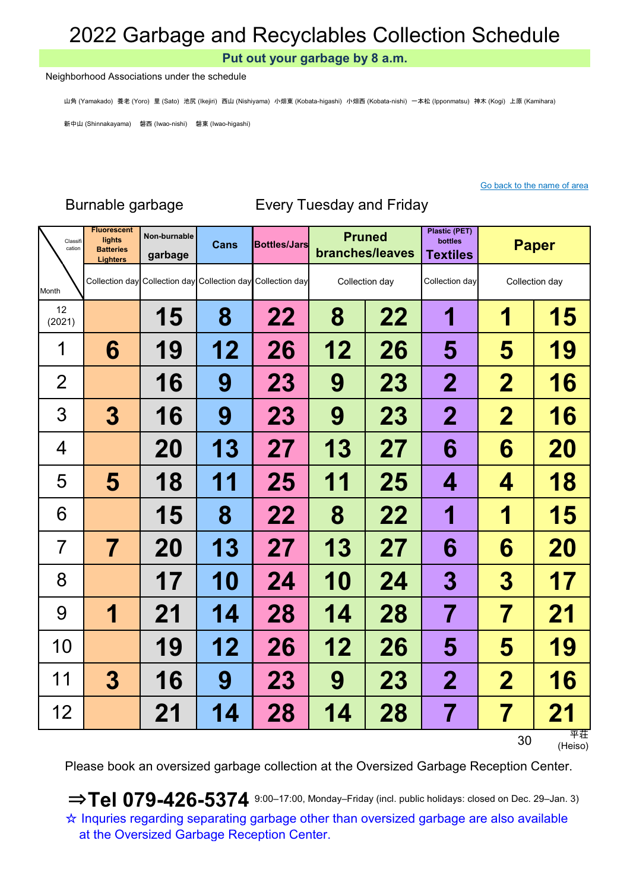# 2022 Garbage and Recyclables Collection Schedule

**Put out your garbage by 8 a.m.**

Neighborhood Associations under the schedule

山角 (Yamakado) 養老 (Yoro) 里 (Sato) 池尻 (Ikejiri) 西山 (Nishiyama) 小畑東 (Kobata-higashi) 小畑西 (Kobata-nishi) 一本松 (Ipponmatsu) 神木 (Kogi) 上原 (Kamihara)

新中山 (Shinnakayama) 磐西 (Iwao-nishi) 磐東 (Iwao-higashi)

Go back to the name of area

Burnable garbage Every Tuesday and Friday

| Classification / Month | Fluorescent lights Batteries Lighters | Non-burnable garbage | Cans | Bottles/Jars | Pruned branches/leaves | | Plastic (PET) bottles Textiles | Paper | |
|---|---|---|---|---|---|---|---|---|---|
| | Collection day | Collection day | Collection day | Collection day | Collection day | | Collection day | Collection day | |
| 12 (2021) | | 15 | 8 | 22 | 8 | 22 | 1 | 1 | 15 |
| 1 | 6 | 19 | 12 | 26 | 12 | 26 | 5 | 5 | 19 |
| 2 | | 16 | 9 | 23 | 9 | 23 | 2 | 2 | 16 |
| 3 | 3 | 16 | 9 | 23 | 9 | 23 | 2 | 2 | 16 |
| 4 | | 20 | 13 | 27 | 13 | 27 | 6 | 6 | 20 |
| 5 | 5 | 18 | 11 | 25 | 11 | 25 | 4 | 4 | 18 |
| 6 | | 15 | 8 | 22 | 8 | 22 | 1 | 1 | 15 |
| 7 | 7 | 20 | 13 | 27 | 13 | 27 | 6 | 6 | 20 |
| 8 | | 17 | 10 | 24 | 10 | 24 | 3 | 3 | 17 |
| 9 | 1 | 21 | 14 | 28 | 14 | 28 | 7 | 7 | 21 |
| 10 | | 19 | 12 | 26 | 12 | 26 | 5 | 5 | 19 |
| 11 | 3 | 16 | 9 | 23 | 9 | 23 | 2 | 2 | 16 |
| 12 | | 21 | 14 | 28 | 14 | 28 | 7 | 7 | 21 |

平荘 (Heiso)

Please book an oversized garbage collection at the Oversized Garbage Reception Center.

**⇒Tel 079-426-5374** 9:00–17:00, Monday–Friday (incl. public holidays: closed on Dec. 29–Jan. 3)

☆ Inquries regarding separating garbage other than oversized garbage are also available at the Oversized Garbage Reception Center.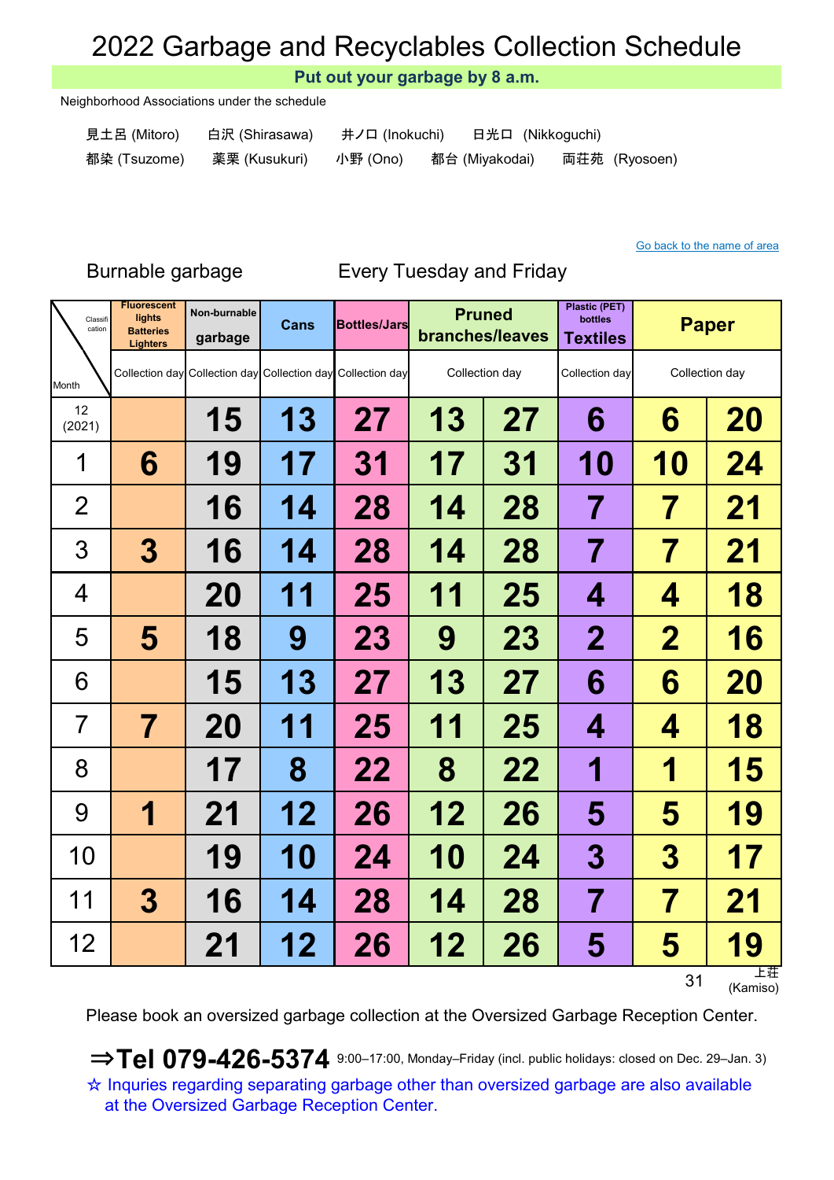# 2022 Garbage and Recyclables Collection Schedule

**Put out your garbage by 8 a.m.**

Neighborhood Associations under the schedule

見土呂 (Mitoro)　白沢 (Shirasawa)　井ノ口 (Inokuchi)　日光口 (Nikkoguchi)
都染 (Tsuzome)　薬栗 (Kusukuri)　小野 (Ono)　都台 (Miyakodai)　両荘苑 (Ryosoen)

Go back to the name of area

Burnable garbage　　Every Tuesday and Friday

| Classification / Month | Fluorescent lights Batteries Lighters | Non-burnable garbage | Cans | Bottles/Jars | Pruned branches/leaves | | Plastic (PET) bottles Textiles | Paper | |
|---|---|---|---|---|---|---|---|---|---|
| | Collection day | Collection day | Collection day | Collection day | Collection day | | Collection day | Collection day | |
| 12 (2021) | | 15 | 13 | 27 | 13 | 27 | 6 | 6 | 20 |
| 1 | 6 | 19 | 17 | 31 | 17 | 31 | 10 | 10 | 24 |
| 2 | | 16 | 14 | 28 | 14 | 28 | 7 | 7 | 21 |
| 3 | 3 | 16 | 14 | 28 | 14 | 28 | 7 | 7 | 21 |
| 4 | | 20 | 11 | 25 | 11 | 25 | 4 | 4 | 18 |
| 5 | 5 | 18 | 9 | 23 | 9 | 23 | 2 | 2 | 16 |
| 6 | | 15 | 13 | 27 | 13 | 27 | 6 | 6 | 20 |
| 7 | 7 | 20 | 11 | 25 | 11 | 25 | 4 | 4 | 18 |
| 8 | | 17 | 8 | 22 | 8 | 22 | 1 | 1 | 15 |
| 9 | 1 | 21 | 12 | 26 | 12 | 26 | 5 | 5 | 19 |
| 10 | | 19 | 10 | 24 | 10 | 24 | 3 | 3 | 17 |
| 11 | 3 | 16 | 14 | 28 | 14 | 28 | 7 | 7 | 21 |
| 12 | | 21 | 12 | 26 | 12 | 26 | 5 | 5 | 19 |

上荘 (Kamiso)

Please book an oversized garbage collection at the Oversized Garbage Reception Center.

**⇒Tel 079-426-5374** 9:00–17:00, Monday–Friday (incl. public holidays: closed on Dec. 29–Jan. 3)

☆ Inquries regarding separating garbage other than oversized garbage are also available at the Oversized Garbage Reception Center.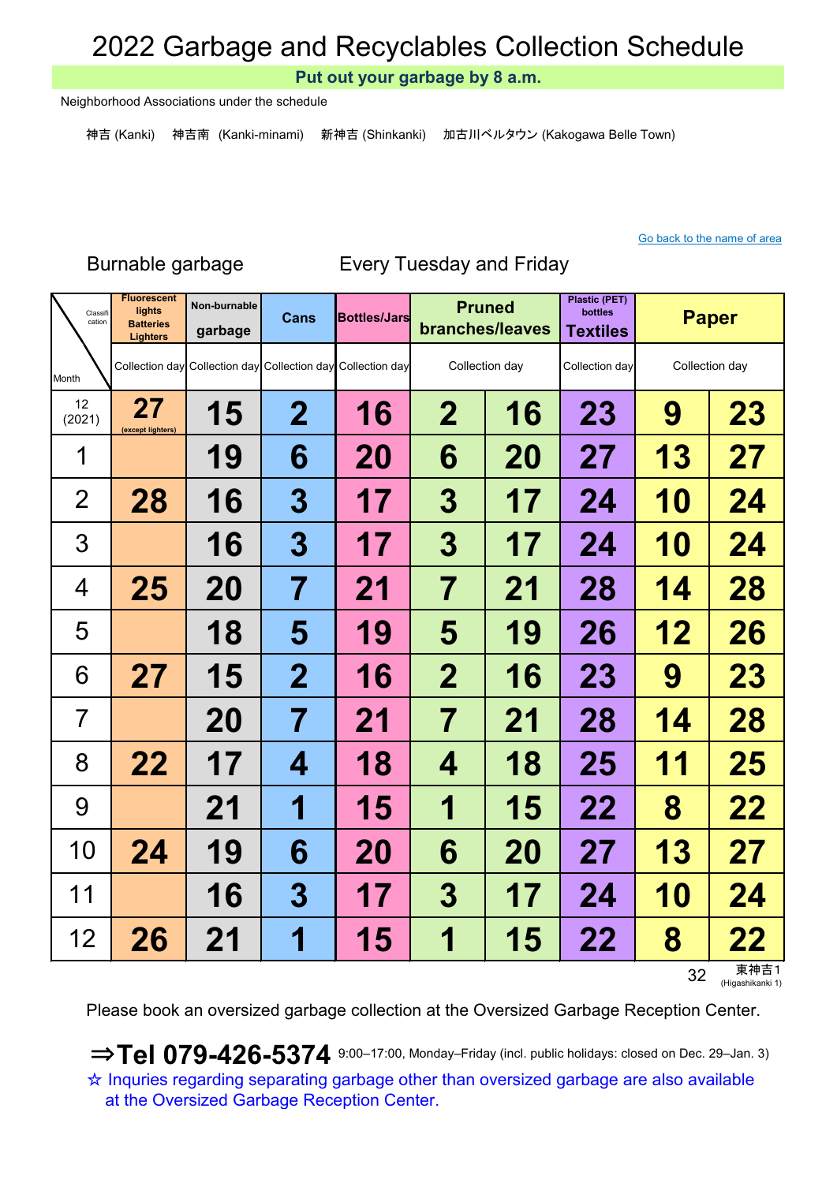# 2022 Garbage and Recyclables Collection Schedule

**Put out your garbage by 8 a.m.**

Neighborhood Associations under the schedule

神吉 (Kanki)　神吉南 (Kanki-minami)　新神吉 (Shinkanki)　加古川ベルタウン (Kakogawa Belle Town)

Go back to the name of area

Burnable garbage　　Every Tuesday and Friday

| Classification / Month | Fluorescent lights Batteries Lighters | Non-burnable garbage | Cans | Bottles/Jars | Pruned branches/leaves | | Plastic (PET) bottles Textiles | Paper | |
|---|---|---|---|---|---|---|---|---|---|
| | Collection day | Collection day | Collection day | Collection day | Collection day | | Collection day | Collection day | |
| 12 (2021) | 27 (except lighters) | 15 | 2 | 16 | 2 | 16 | 23 | 9 | 23 |
| 1 | | 19 | 6 | 20 | 6 | 20 | 27 | 13 | 27 |
| 2 | 28 | 16 | 3 | 17 | 3 | 17 | 24 | 10 | 24 |
| 3 | | 16 | 3 | 17 | 3 | 17 | 24 | 10 | 24 |
| 4 | 25 | 20 | 7 | 21 | 7 | 21 | 28 | 14 | 28 |
| 5 | | 18 | 5 | 19 | 5 | 19 | 26 | 12 | 26 |
| 6 | 27 | 15 | 2 | 16 | 2 | 16 | 23 | 9 | 23 |
| 7 | | 20 | 7 | 21 | 7 | 21 | 28 | 14 | 28 |
| 8 | 22 | 17 | 4 | 18 | 4 | 18 | 25 | 11 | 25 |
| 9 | | 21 | 1 | 15 | 1 | 15 | 22 | 8 | 22 |
| 10 | 24 | 19 | 6 | 20 | 6 | 20 | 27 | 13 | 27 |
| 11 | | 16 | 3 | 17 | 3 | 17 | 24 | 10 | 24 |
| 12 | 26 | 21 | 1 | 15 | 1 | 15 | 22 | 8 | 22 |

東神吉1 (Higashikanki 1)

Please book an oversized garbage collection at the Oversized Garbage Reception Center.

**⇒Tel 079-426-5374** 9:00–17:00, Monday–Friday (incl. public holidays: closed on Dec. 29–Jan. 3)

☆ Inquries regarding separating garbage other than oversized garbage are also available at the Oversized Garbage Reception Center.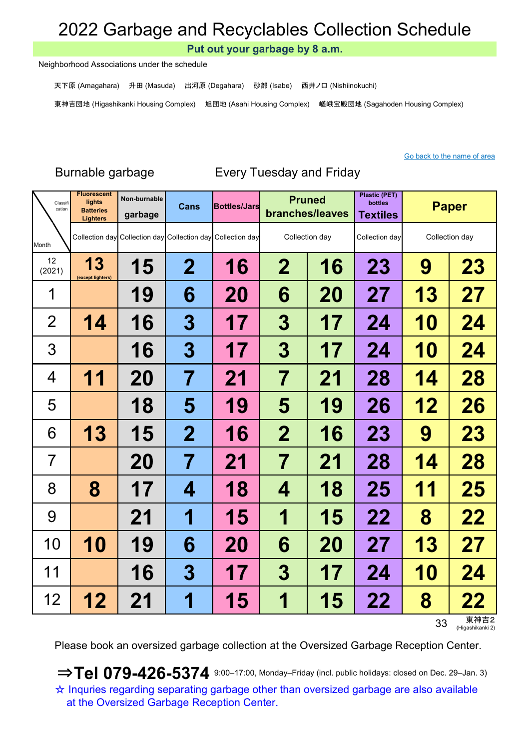# 2022 Garbage and Recyclables Collection Schedule

**Put out your garbage by 8 a.m.**

Neighborhood Associations under the schedule

天下原 (Amagahara)　升田 (Masuda)　出河原 (Degahara)　砂部 (Isabe)　西井ノ口 (Nishiinokuchi)

東神吉団地 (Higashikanki Housing Complex)　旭団地 (Asahi Housing Complex)　嵯峨宝殿団地 (Sagahoden Housing Complex)

Go back to the name of area

Burnable garbage　　Every Tuesday and Friday

| Classification / Month | Fluorescent lights Batteries Lighters | Non-burnable garbage | Cans | Bottles/Jars | Pruned branches/leaves | | Plastic (PET) bottles Textiles | Paper | |
|---|---|---|---|---|---|---|---|---|---|
| | Collection day | Collection day | Collection day | Collection day | Collection day | | Collection day | Collection day | |
| 12 (2021) | 13 (except lighters) | 15 | 2 | 16 | 2 | 16 | 23 | 9 | 23 |
| 1 | | 19 | 6 | 20 | 6 | 20 | 27 | 13 | 27 |
| 2 | 14 | 16 | 3 | 17 | 3 | 17 | 24 | 10 | 24 |
| 3 | | 16 | 3 | 17 | 3 | 17 | 24 | 10 | 24 |
| 4 | 11 | 20 | 7 | 21 | 7 | 21 | 28 | 14 | 28 |
| 5 | | 18 | 5 | 19 | 5 | 19 | 26 | 12 | 26 |
| 6 | 13 | 15 | 2 | 16 | 2 | 16 | 23 | 9 | 23 |
| 7 | | 20 | 7 | 21 | 7 | 21 | 28 | 14 | 28 |
| 8 | 8 | 17 | 4 | 18 | 4 | 18 | 25 | 11 | 25 |
| 9 | | 21 | 1 | 15 | 1 | 15 | 22 | 8 | 22 |
| 10 | 10 | 19 | 6 | 20 | 6 | 20 | 27 | 13 | 27 |
| 11 | | 16 | 3 | 17 | 3 | 17 | 24 | 10 | 24 |
| 12 | 12 | 21 | 1 | 15 | 1 | 15 | 22 | 8 | 22 |

東神吉2 (Higashikanki 2)

Please book an oversized garbage collection at the Oversized Garbage Reception Center.

**⇒Tel 079-426-5374** 9:00–17:00, Monday–Friday (incl. public holidays: closed on Dec. 29–Jan. 3)

☆ Inquries regarding separating garbage other than oversized garbage are also available at the Oversized Garbage Reception Center.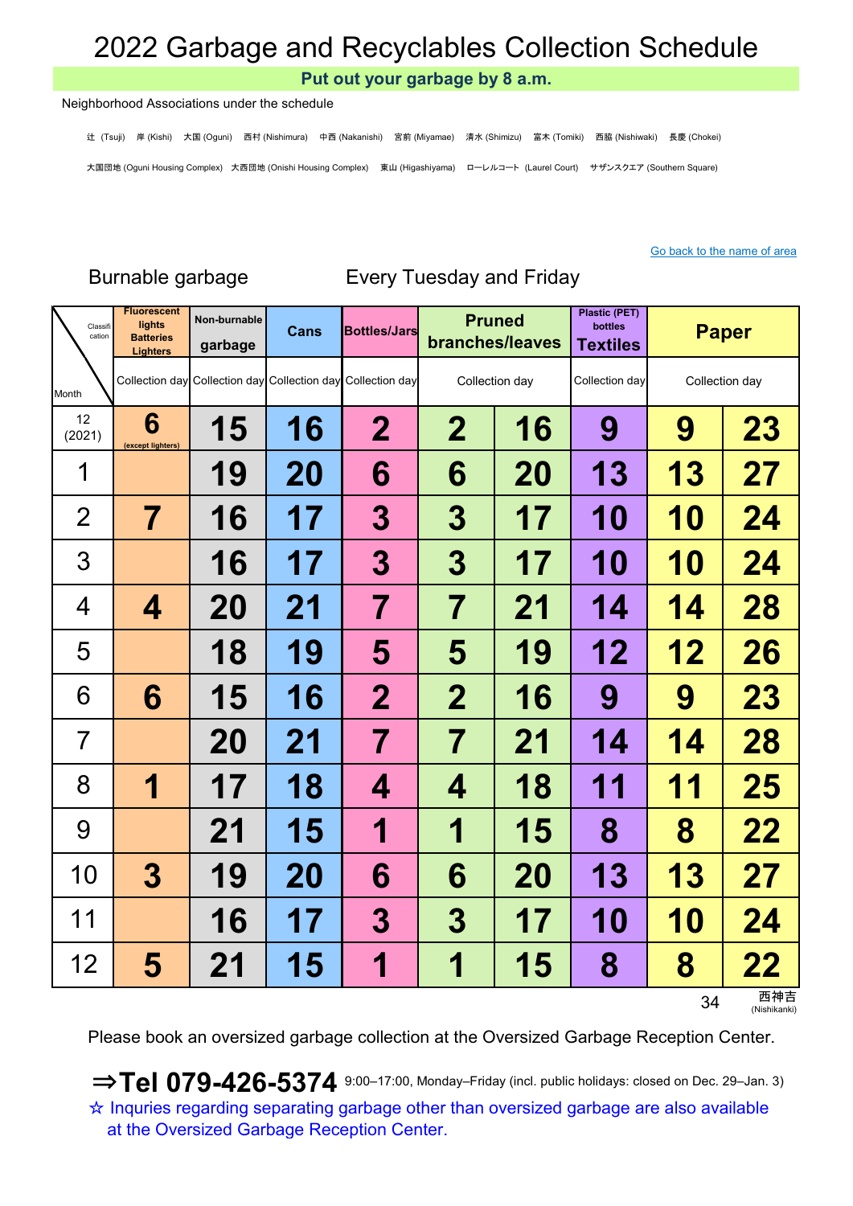# 2022 Garbage and Recyclables Collection Schedule

**Put out your garbage by 8 a.m.**

Neighborhood Associations under the schedule

辻 (Tsuji)　岸 (Kishi)　大国 (Oguni)　西村 (Nishimura)　中西 (Nakanishi)　宮前 (Miyamae)　清水 (Shimizu)　富木 (Tomiki)　西脇 (Nishiwaki)　長慶 (Chokei)

大国団地 (Oguni Housing Complex)　大西団地 (Onishi Housing Complex)　東山 (Higashiyama)　ローレルコート (Laurel Court)　サザンスクエア (Southern Square)

Go back to the name of area

Burnable garbage　　Every Tuesday and Friday

| Classification / Month | Fluorescent lights Batteries Lighters | Non-burnable garbage | Cans | Bottles/Jars | Pruned branches/leaves | | Plastic (PET) bottles Textiles | Paper | |
|---|---|---|---|---|---|---|---|---|---|
| | Collection day | Collection day | Collection day | Collection day | Collection day | | Collection day | Collection day | |
| 12 (2021) | 6 (except lighters) | 15 | 16 | 2 | 2 | 16 | 9 | 9 | 23 |
| 1 | | 19 | 20 | 6 | 6 | 20 | 13 | 13 | 27 |
| 2 | 7 | 16 | 17 | 3 | 3 | 17 | 10 | 10 | 24 |
| 3 | | 16 | 17 | 3 | 3 | 17 | 10 | 10 | 24 |
| 4 | 4 | 20 | 21 | 7 | 7 | 21 | 14 | 14 | 28 |
| 5 | | 18 | 19 | 5 | 5 | 19 | 12 | 12 | 26 |
| 6 | 6 | 15 | 16 | 2 | 2 | 16 | 9 | 9 | 23 |
| 7 | | 20 | 21 | 7 | 7 | 21 | 14 | 14 | 28 |
| 8 | 1 | 17 | 18 | 4 | 4 | 18 | 11 | 11 | 25 |
| 9 | | 21 | 15 | 1 | 1 | 15 | 8 | 8 | 22 |
| 10 | 3 | 19 | 20 | 6 | 6 | 20 | 13 | 13 | 27 |
| 11 | | 16 | 17 | 3 | 3 | 17 | 10 | 10 | 24 |
| 12 | 5 | 21 | 15 | 1 | 1 | 15 | 8 | 8 | 22 |

西神吉 (Nishikanki)

Please book an oversized garbage collection at the Oversized Garbage Reception Center.

⇒**Tel 079-426-5374** 9:00–17:00, Monday–Friday (incl. public holidays: closed on Dec. 29–Jan. 3)

☆ Inquries regarding separating garbage other than oversized garbage are also available at the Oversized Garbage Reception Center.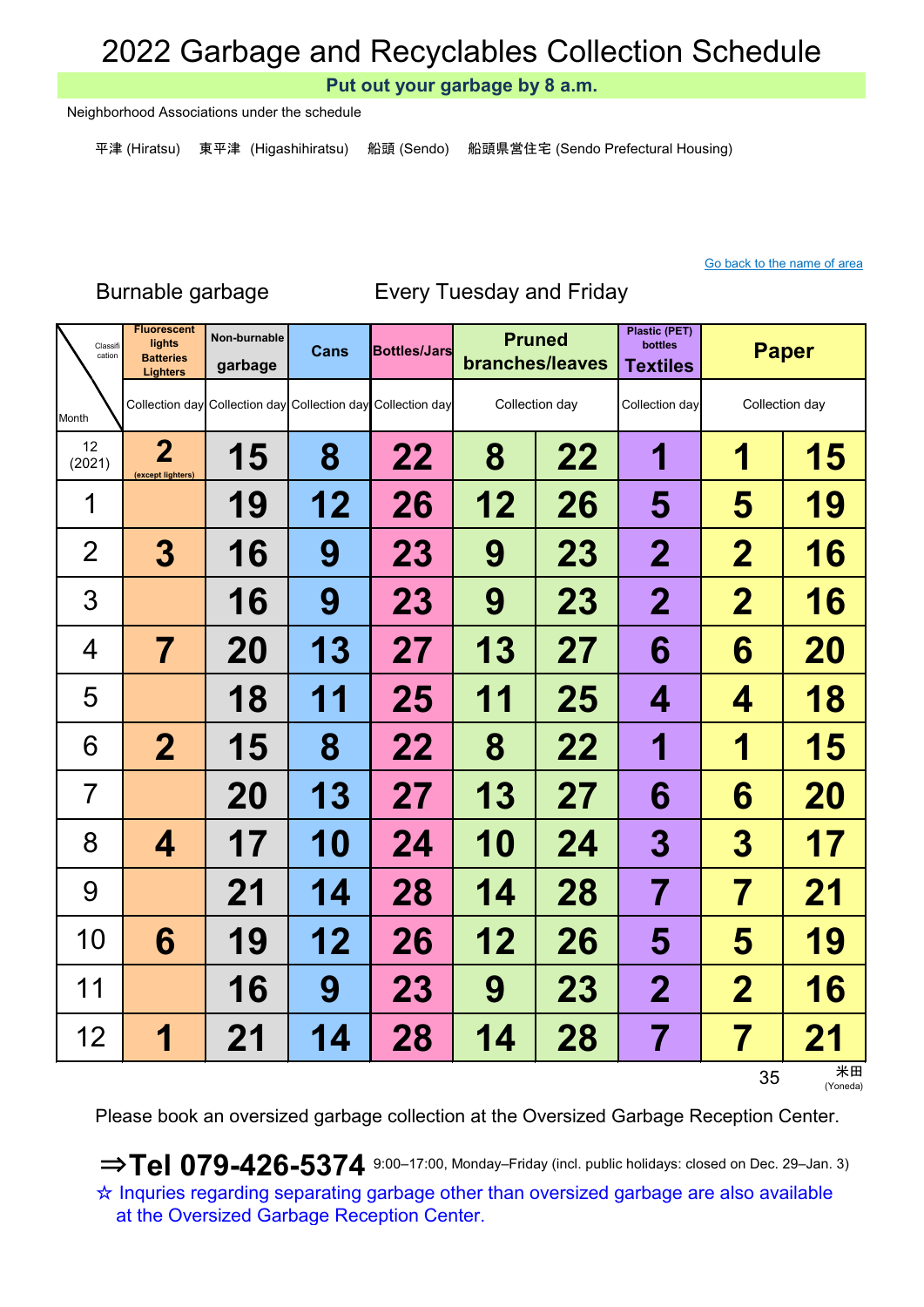# 2022 Garbage and Recyclables Collection Schedule

**Put out your garbage by 8 a.m.**

Neighborhood Associations under the schedule

平津 (Hiratsu)　東平津 (Higashihiratsu)　船頭 (Sendo)　船頭県営住宅 (Sendo Prefectural Housing)

Go back to the name of area

Burnable garbage　　Every Tuesday and Friday

| Classification / Month | Fluorescent lights Batteries Lighters | Non-burnable garbage | Cans | Bottles/Jars | Pruned branches/leaves | | Plastic (PET) bottles Textiles | Paper | |
|---|---|---|---|---|---|---|---|---|---|
| | Collection day | Collection day | Collection day | Collection day | Collection day | | Collection day | Collection day | |
| 12 (2021) | 2 (except lighters) | 15 | 8 | 22 | 8 | 22 | 1 | 1 | 15 |
| 1 | | 19 | 12 | 26 | 12 | 26 | 5 | 5 | 19 |
| 2 | 3 | 16 | 9 | 23 | 9 | 23 | 2 | 2 | 16 |
| 3 | | 16 | 9 | 23 | 9 | 23 | 2 | 2 | 16 |
| 4 | 7 | 20 | 13 | 27 | 13 | 27 | 6 | 6 | 20 |
| 5 | | 18 | 11 | 25 | 11 | 25 | 4 | 4 | 18 |
| 6 | 2 | 15 | 8 | 22 | 8 | 22 | 1 | 1 | 15 |
| 7 | | 20 | 13 | 27 | 13 | 27 | 6 | 6 | 20 |
| 8 | 4 | 17 | 10 | 24 | 10 | 24 | 3 | 3 | 17 |
| 9 | | 21 | 14 | 28 | 14 | 28 | 7 | 7 | 21 |
| 10 | 6 | 19 | 12 | 26 | 12 | 26 | 5 | 5 | 19 |
| 11 | | 16 | 9 | 23 | 9 | 23 | 2 | 2 | 16 |
| 12 | 1 | 21 | 14 | 28 | 14 | 28 | 7 | 7 | 21 |

米田 (Yoneda)

Please book an oversized garbage collection at the Oversized Garbage Reception Center.

**⇒Tel 079-426-5374** 9:00–17:00, Monday–Friday (incl. public holidays: closed on Dec. 29–Jan. 3)

☆ Inquries regarding separating garbage other than oversized garbage are also available at the Oversized Garbage Reception Center.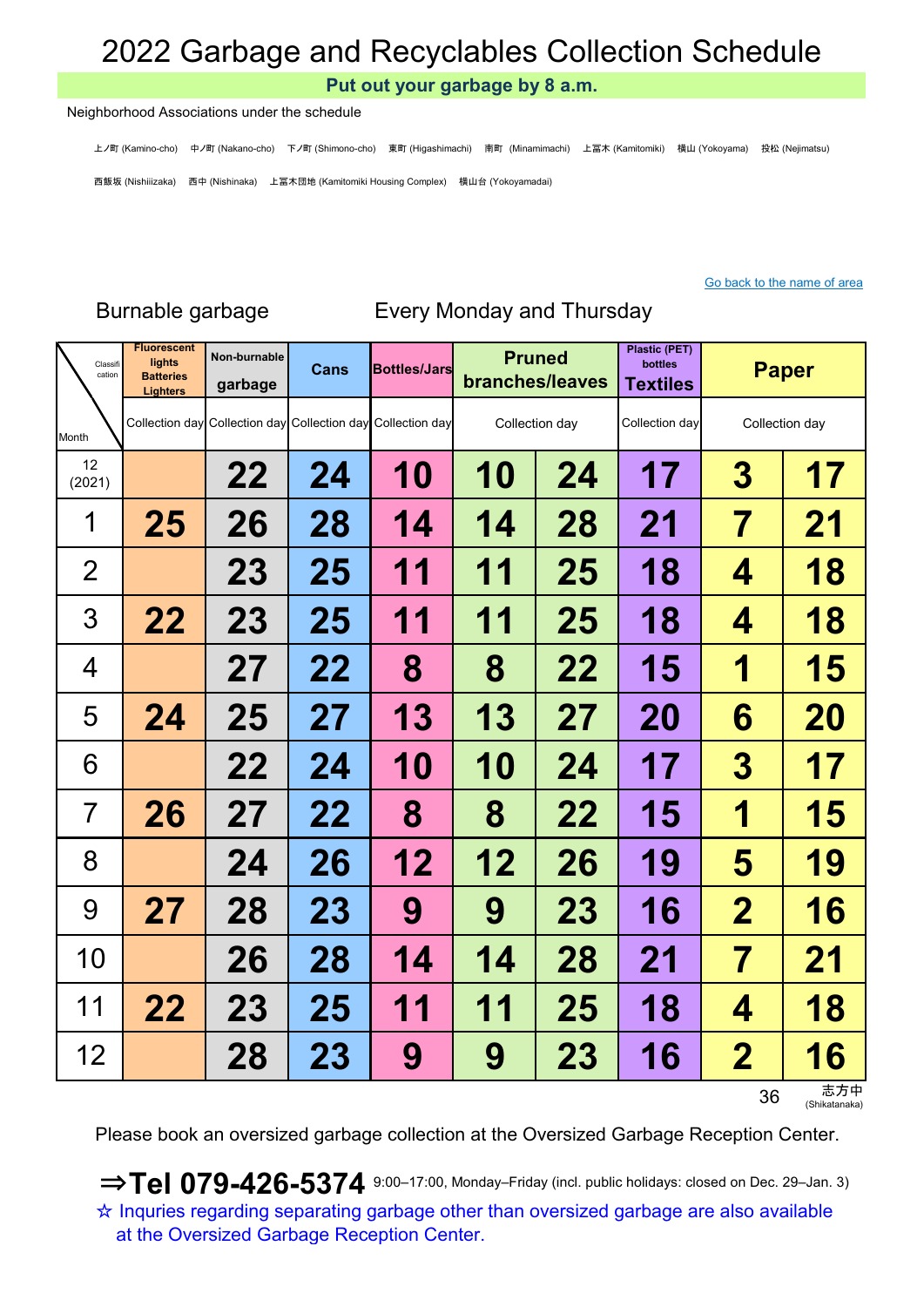# 2022 Garbage and Recyclables Collection Schedule

**Put out your garbage by 8 a.m.**

Neighborhood Associations under the schedule

上ノ町 (Kamino-cho)　中ノ町 (Nakano-cho)　下ノ町 (Shimono-cho)　東町 (Higashimachi)　南町 (Minamimachi)　上冨木 (Kamitomiki)　横山 (Yokoyama)　投松 (Nejimatsu)

西飯坂 (Nishiiizaka)　西中 (Nishinaka)　上冨木団地 (Kamitomiki Housing Complex)　横山台 (Yokoyamadai)

Go back to the name of area

Burnable garbage　　Every Monday and Thursday

| Classification / Month | Fluorescent lights Batteries Lighters | Non-burnable garbage | Cans | Bottles/Jars | Pruned branches/leaves | | Plastic (PET) bottles Textiles | Paper | |
|---|---|---|---|---|---|---|---|---|---|
| | Collection day | Collection day | Collection day | Collection day | Collection day | | Collection day | Collection day | |
| 12 (2021) | | 22 | 24 | 10 | 10 | 24 | 17 | 3 | 17 |
| 1 | 25 | 26 | 28 | 14 | 14 | 28 | 21 | 7 | 21 |
| 2 | | 23 | 25 | 11 | 11 | 25 | 18 | 4 | 18 |
| 3 | 22 | 23 | 25 | 11 | 11 | 25 | 18 | 4 | 18 |
| 4 | | 27 | 22 | 8 | 8 | 22 | 15 | 1 | 15 |
| 5 | 24 | 25 | 27 | 13 | 13 | 27 | 20 | 6 | 20 |
| 6 | | 22 | 24 | 10 | 10 | 24 | 17 | 3 | 17 |
| 7 | 26 | 27 | 22 | 8 | 8 | 22 | 15 | 1 | 15 |
| 8 | | 24 | 26 | 12 | 12 | 26 | 19 | 5 | 19 |
| 9 | 27 | 28 | 23 | 9 | 9 | 23 | 16 | 2 | 16 |
| 10 | | 26 | 28 | 14 | 14 | 28 | 21 | 7 | 21 |
| 11 | 22 | 23 | 25 | 11 | 11 | 25 | 18 | 4 | 18 |
| 12 | | 28 | 23 | 9 | 9 | 23 | 16 | 2 | 16 |

志方中 (Shikatanaka)

Please book an oversized garbage collection at the Oversized Garbage Reception Center.

**⇒Tel 079-426-5374** 9:00–17:00, Monday–Friday (incl. public holidays: closed on Dec. 29–Jan. 3)

☆ Inquries regarding separating garbage other than oversized garbage are also available at the Oversized Garbage Reception Center.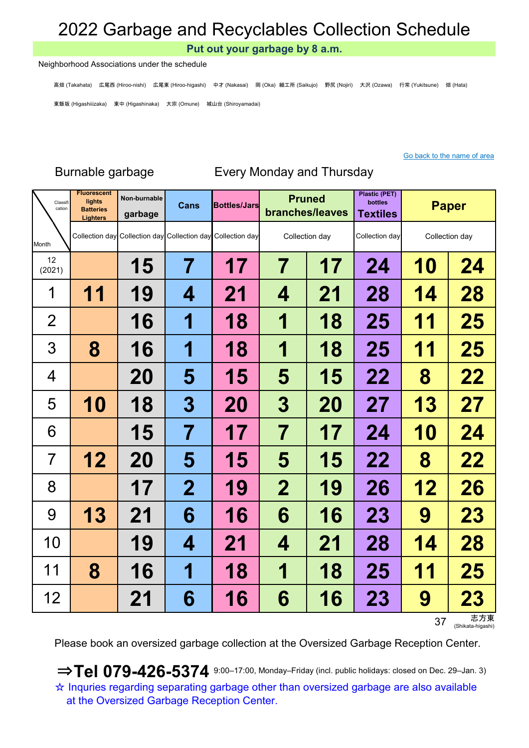# 2022 Garbage and Recyclables Collection Schedule

**Put out your garbage by 8 a.m.**

Neighborhood Associations under the schedule

高畑 (Takahata)　広尾西 (Hiroo-nishi)　広尾東 (Hiroo-higashi)　中才 (Nakasai)　岡 (Oka)　細工所 (Saikujo)　野尻 (Nojiri)　大沢 (Ozawa)　行常 (Yukitsune)　畑 (Hata)

東飯坂 (Higashiiizaka)　東中 (Higashinaka)　大宗 (Omune)　城山台 (Shiroyamadai)

Go back to the name of area

Burnable garbage　　Every Monday and Thursday

| Classification / Month | Fluorescent lights Batteries Lighters | Non-burnable garbage | Cans | Bottles/Jars | Pruned branches/leaves | | Plastic (PET) bottles Textiles | Paper | |
|---|---|---|---|---|---|---|---|---|---|
| | Collection day | Collection day | Collection day | Collection day | Collection day | | Collection day | Collection day | |
| 12 (2021) | | 15 | 7 | 17 | 7 | 17 | 24 | 10 | 24 |
| 1 | 11 | 19 | 4 | 21 | 4 | 21 | 28 | 14 | 28 |
| 2 | | 16 | 1 | 18 | 1 | 18 | 25 | 11 | 25 |
| 3 | 8 | 16 | 1 | 18 | 1 | 18 | 25 | 11 | 25 |
| 4 | | 20 | 5 | 15 | 5 | 15 | 22 | 8 | 22 |
| 5 | 10 | 18 | 3 | 20 | 3 | 20 | 27 | 13 | 27 |
| 6 | | 15 | 7 | 17 | 7 | 17 | 24 | 10 | 24 |
| 7 | 12 | 20 | 5 | 15 | 5 | 15 | 22 | 8 | 22 |
| 8 | | 17 | 2 | 19 | 2 | 19 | 26 | 12 | 26 |
| 9 | 13 | 21 | 6 | 16 | 6 | 16 | 23 | 9 | 23 |
| 10 | | 19 | 4 | 21 | 4 | 21 | 28 | 14 | 28 |
| 11 | 8 | 16 | 1 | 18 | 1 | 18 | 25 | 11 | 25 |
| 12 | | 21 | 6 | 16 | 6 | 16 | 23 | 9 | 23 |

37　志方東 (Shikata-higashi)

Please book an oversized garbage collection at the Oversized Garbage Reception Center.

**⇒Tel 079-426-5374** 9:00–17:00, Monday–Friday (incl. public holidays: closed on Dec. 29–Jan. 3)

☆ Inquries regarding separating garbage other than oversized garbage are also available at the Oversized Garbage Reception Center.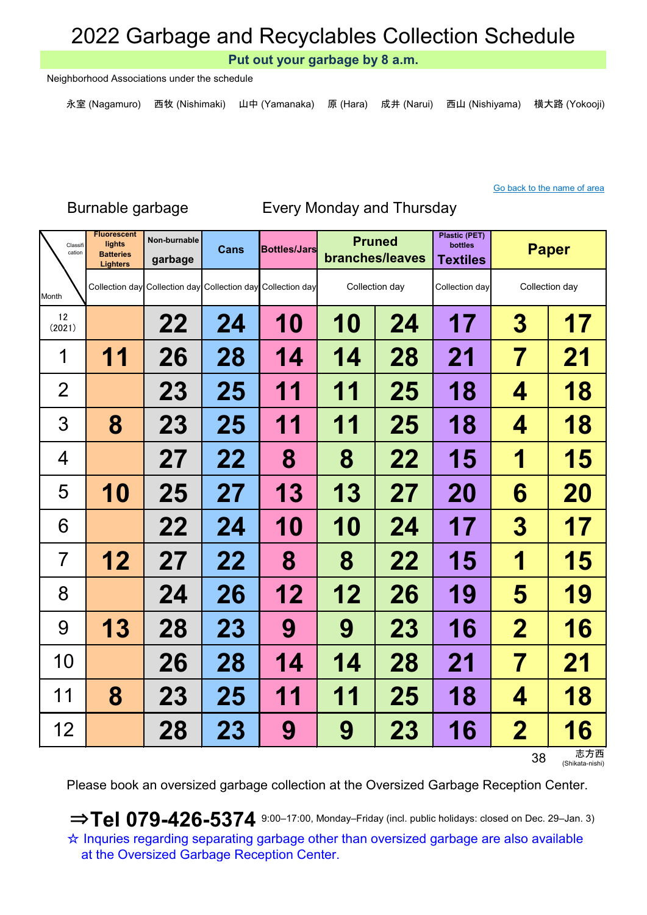# 2022 Garbage and Recyclables Collection Schedule

**Put out your garbage by 8 a.m.**

Neighborhood Associations under the schedule

永室 (Nagamuro) 西牧 (Nishimaki) 山中 (Yamanaka) 原 (Hara) 成井 (Narui) 西山 (Nishiyama) 横大路 (Yokooji)

Go back to the name of area

Burnable garbage Every Monday and Thursday

| Classification / Month | Fluorescent lights Batteries Lighters | Non-burnable garbage | Cans | Bottles/Jars | Pruned branches/leaves | | Plastic (PET) bottles Textiles | Paper | |
|---|---|---|---|---|---|---|---|---|---|
| | Collection day | Collection day | Collection day | Collection day | Collection day | | Collection day | Collection day | |
| 12 (2021) | | 22 | 24 | 10 | 10 | 24 | 17 | 3 | 17 |
| 1 | 11 | 26 | 28 | 14 | 14 | 28 | 21 | 7 | 21 |
| 2 | | 23 | 25 | 11 | 11 | 25 | 18 | 4 | 18 |
| 3 | 8 | 23 | 25 | 11 | 11 | 25 | 18 | 4 | 18 |
| 4 | | 27 | 22 | 8 | 8 | 22 | 15 | 1 | 15 |
| 5 | 10 | 25 | 27 | 13 | 13 | 27 | 20 | 6 | 20 |
| 6 | | 22 | 24 | 10 | 10 | 24 | 17 | 3 | 17 |
| 7 | 12 | 27 | 22 | 8 | 8 | 22 | 15 | 1 | 15 |
| 8 | | 24 | 26 | 12 | 12 | 26 | 19 | 5 | 19 |
| 9 | 13 | 28 | 23 | 9 | 9 | 23 | 16 | 2 | 16 |
| 10 | | 26 | 28 | 14 | 14 | 28 | 21 | 7 | 21 |
| 11 | 8 | 23 | 25 | 11 | 11 | 25 | 18 | 4 | 18 |
| 12 | | 28 | 23 | 9 | 9 | 23 | 16 | 2 | 16 |

38 志方西 (Shikata-nishi)

Please book an oversized garbage collection at the Oversized Garbage Reception Center.

**⇒Tel 079-426-5374** 9:00–17:00, Monday–Friday (incl. public holidays: closed on Dec. 29–Jan. 3)

☆ Inquries regarding separating garbage other than oversized garbage are also available at the Oversized Garbage Reception Center.